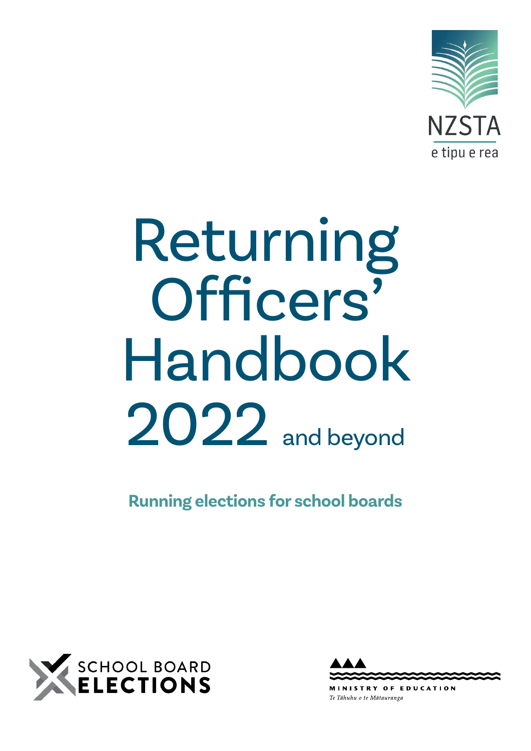NZSTA
e tipu e rea

# Returning Officers' Handbook 2022 and beyond

**Running elections for school boards**

SCHOOL BOARD ELECTIONS

MINISTRY OF EDUCATION
*Te Tāhuhu o te Mātauranga*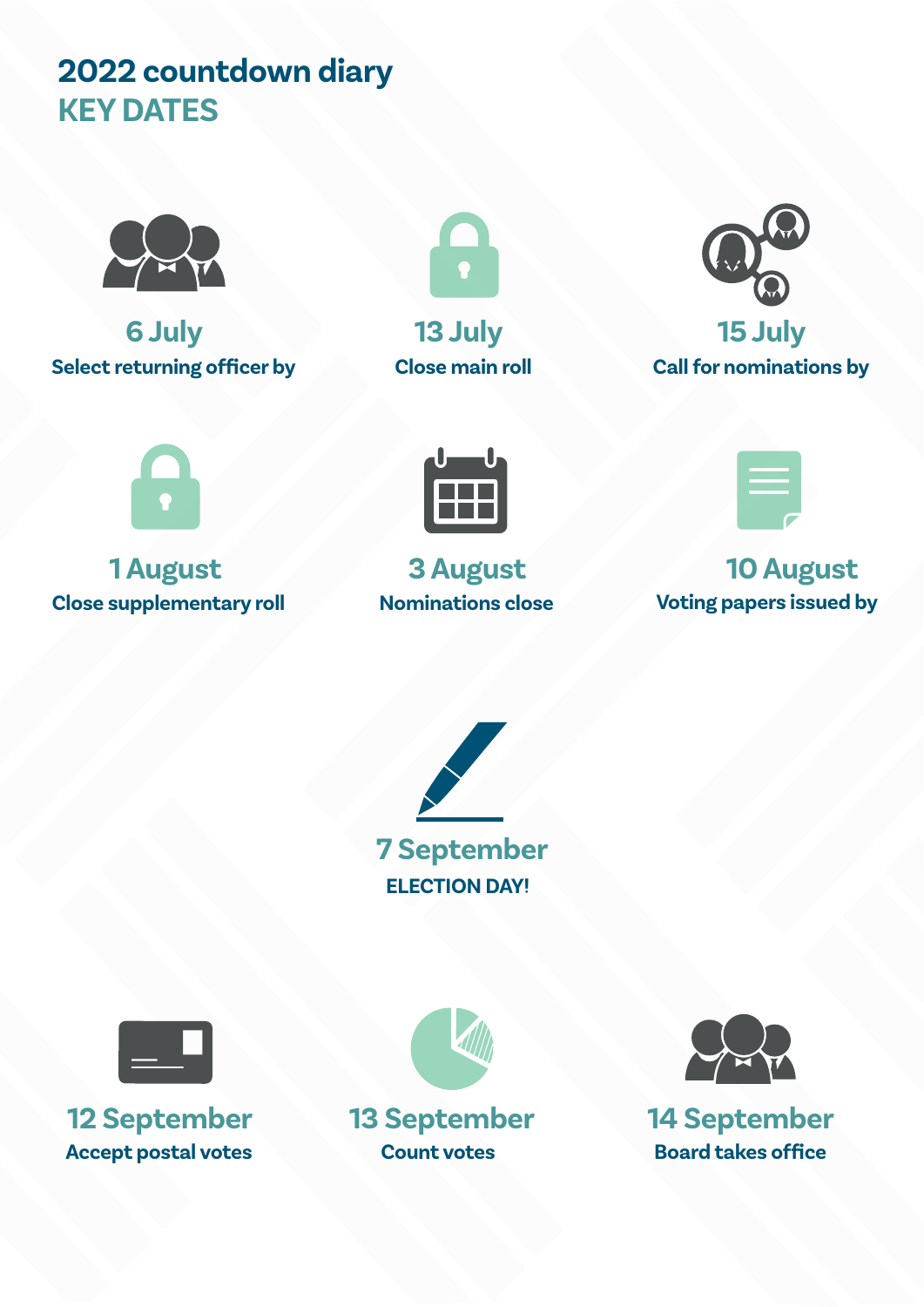# 2022 countdown diary

## KEY DATES

**6 July**
Select returning officer by

**13 July**
Close main roll

**15 July**
Call for nominations by

**1 August**
Close supplementary roll

**3 August**
Nominations close

**10 August**
Voting papers issued by

**7 September**
ELECTION DAY!

**12 September**
Accept postal votes

**13 September**
Count votes

**14 September**
Board takes office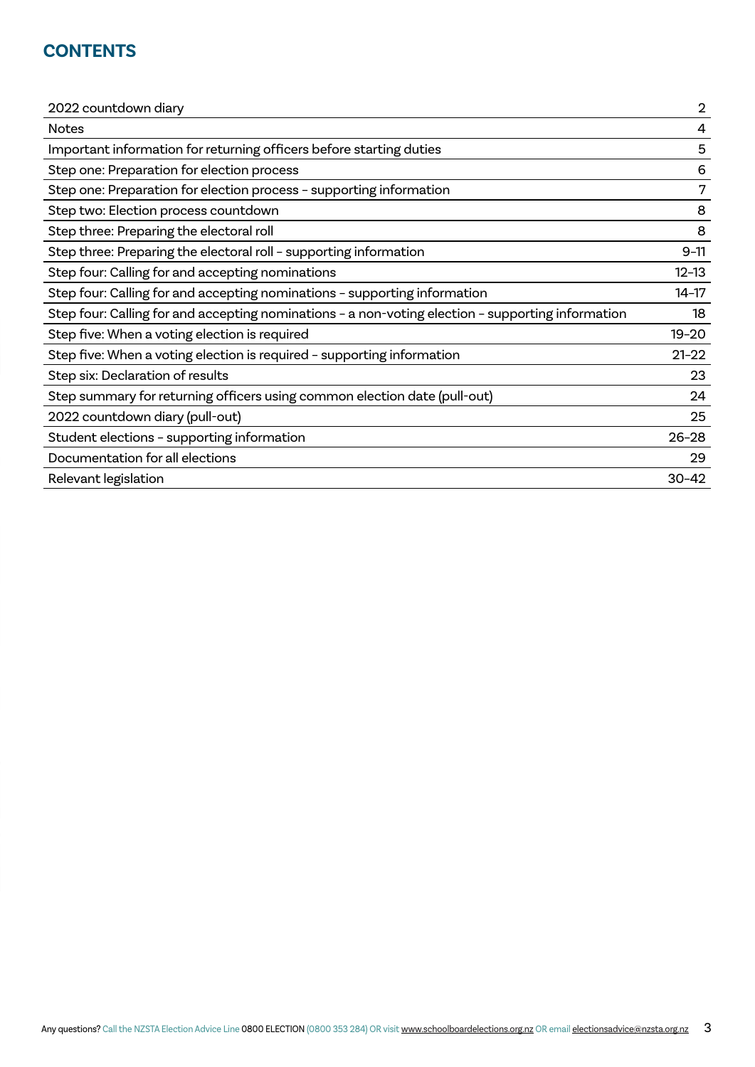## CONTENTS

| | |
|---|---|
| 2022 countdown diary | 2 |
| Notes | 4 |
| Important information for returning officers before starting duties | 5 |
| Step one: Preparation for election process | 6 |
| Step one: Preparation for election process – supporting information | 7 |
| Step two: Election process countdown | 8 |
| Step three: Preparing the electoral roll | 8 |
| Step three: Preparing the electoral roll – supporting information | 9–11 |
| Step four: Calling for and accepting nominations | 12–13 |
| Step four: Calling for and accepting nominations – supporting information | 14–17 |
| Step four: Calling for and accepting nominations – a non-voting election – supporting information | 18 |
| Step five: When a voting election is required | 19–20 |
| Step five: When a voting election is required – supporting information | 21–22 |
| Step six: Declaration of results | 23 |
| Step summary for returning officers using common election date (pull-out) | 24 |
| 2022 countdown diary (pull-out) | 25 |
| Student elections – supporting information | 26–28 |
| Documentation for all elections | 29 |
| Relevant legislation | 30–42 |

Any questions? Call the NZSTA Election Advice Line 0800 ELECTION (0800 353 284) OR visit www.schoolboardelections.org.nz OR email electionsadvice@nzsta.org.nz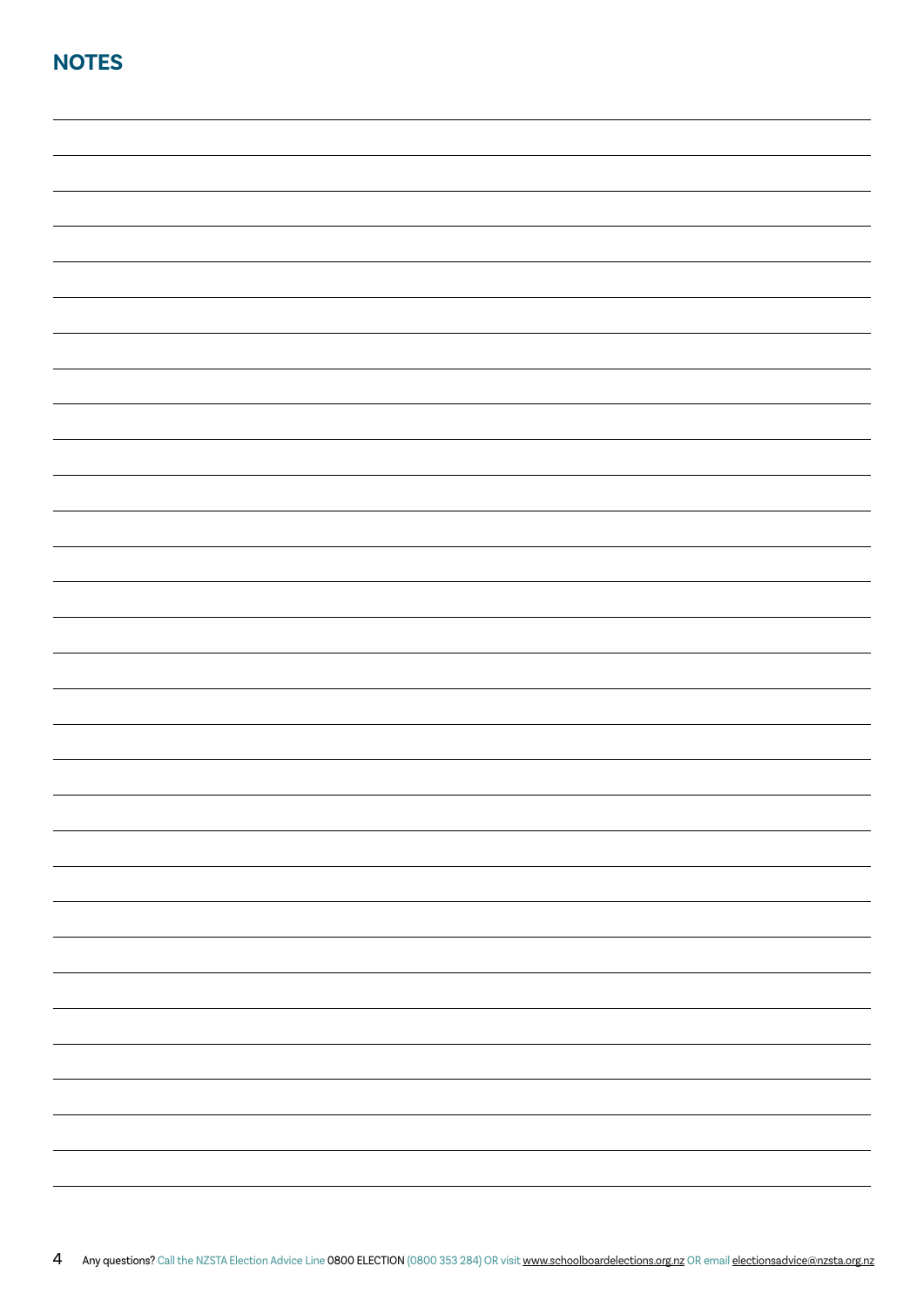## NOTES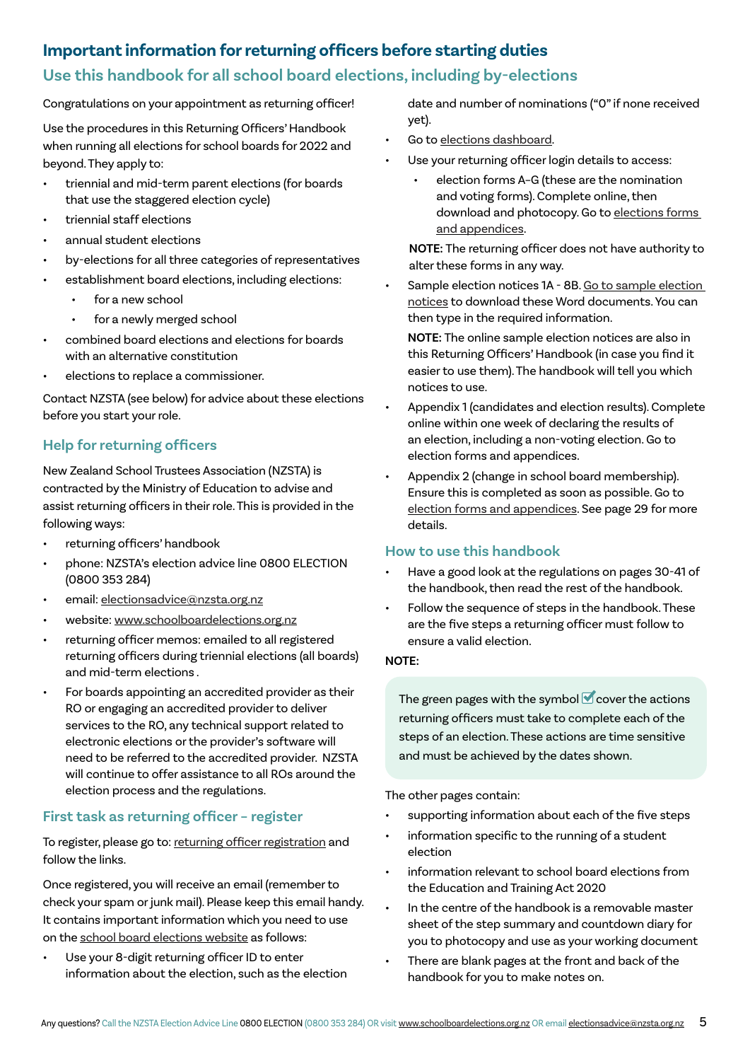# Important information for returning officers before starting duties

## Use this handbook for all school board elections, including by-elections

Congratulations on your appointment as returning officer!

Use the procedures in this Returning Officers' Handbook when running all elections for school boards for 2022 and beyond. They apply to:

- triennial and mid-term parent elections (for boards that use the staggered election cycle)
- triennial staff elections
- annual student elections
- by-elections for all three categories of representatives
- establishment board elections, including elections:
  - for a new school
  - for a newly merged school
- combined board elections and elections for boards with an alternative constitution
- elections to replace a commissioner.

Contact NZSTA (see below) for advice about these elections before you start your role.

### Help for returning officers

New Zealand School Trustees Association (NZSTA) is contracted by the Ministry of Education to advise and assist returning officers in their role. This is provided in the following ways:

- returning officers' handbook
- phone: NZSTA's election advice line 0800 ELECTION (0800 353 284)
- email: electionsadvice@nzsta.org.nz
- website: www.schoolboardelections.org.nz
- returning officer memos: emailed to all registered returning officers during triennial elections (all boards) and mid-term elections .
- For boards appointing an accredited provider as their RO or engaging an accredited provider to deliver services to the RO, any technical support related to electronic elections or the provider's software will need to be referred to the accredited provider. NZSTA will continue to offer assistance to all ROs around the election process and the regulations.

### First task as returning officer – register

To register, please go to: returning officer registration and follow the links.

Once registered, you will receive an email (remember to check your spam or junk mail). Please keep this email handy. It contains important information which you need to use on the school board elections website as follows:

- Use your 8-digit returning officer ID to enter information about the election, such as the election date and number of nominations ("0" if none received yet).
- Go to elections dashboard.
- Use your returning officer login details to access:
  - election forms A–G (these are the nomination and voting forms). Complete online, then download and photocopy. Go to elections forms and appendices.

  **NOTE:** The returning officer does not have authority to alter these forms in any way.
- Sample election notices 1A - 8B. Go to sample election notices to download these Word documents. You can then type in the required information.

  **NOTE:** The online sample election notices are also in this Returning Officers' Handbook (in case you find it easier to use them). The handbook will tell you which notices to use.
- Appendix 1 (candidates and election results). Complete online within one week of declaring the results of an election, including a non-voting election. Go to election forms and appendices.
- Appendix 2 (change in school board membership). Ensure this is completed as soon as possible. Go to election forms and appendices. See page 29 for more details.

### How to use this handbook

- Have a good look at the regulations on pages 30-41 of the handbook, then read the rest of the handbook.
- Follow the sequence of steps in the handbook. These are the five steps a returning officer must follow to ensure a valid election.

**NOTE:**

> The green pages with the symbol ☑ cover the actions returning officers must take to complete each of the steps of an election. These actions are time sensitive and must be achieved by the dates shown.

The other pages contain:

- supporting information about each of the five steps
- information specific to the running of a student election
- information relevant to school board elections from the Education and Training Act 2020
- In the centre of the handbook is a removable master sheet of the step summary and countdown diary for you to photocopy and use as your working document
- There are blank pages at the front and back of the handbook for you to make notes on.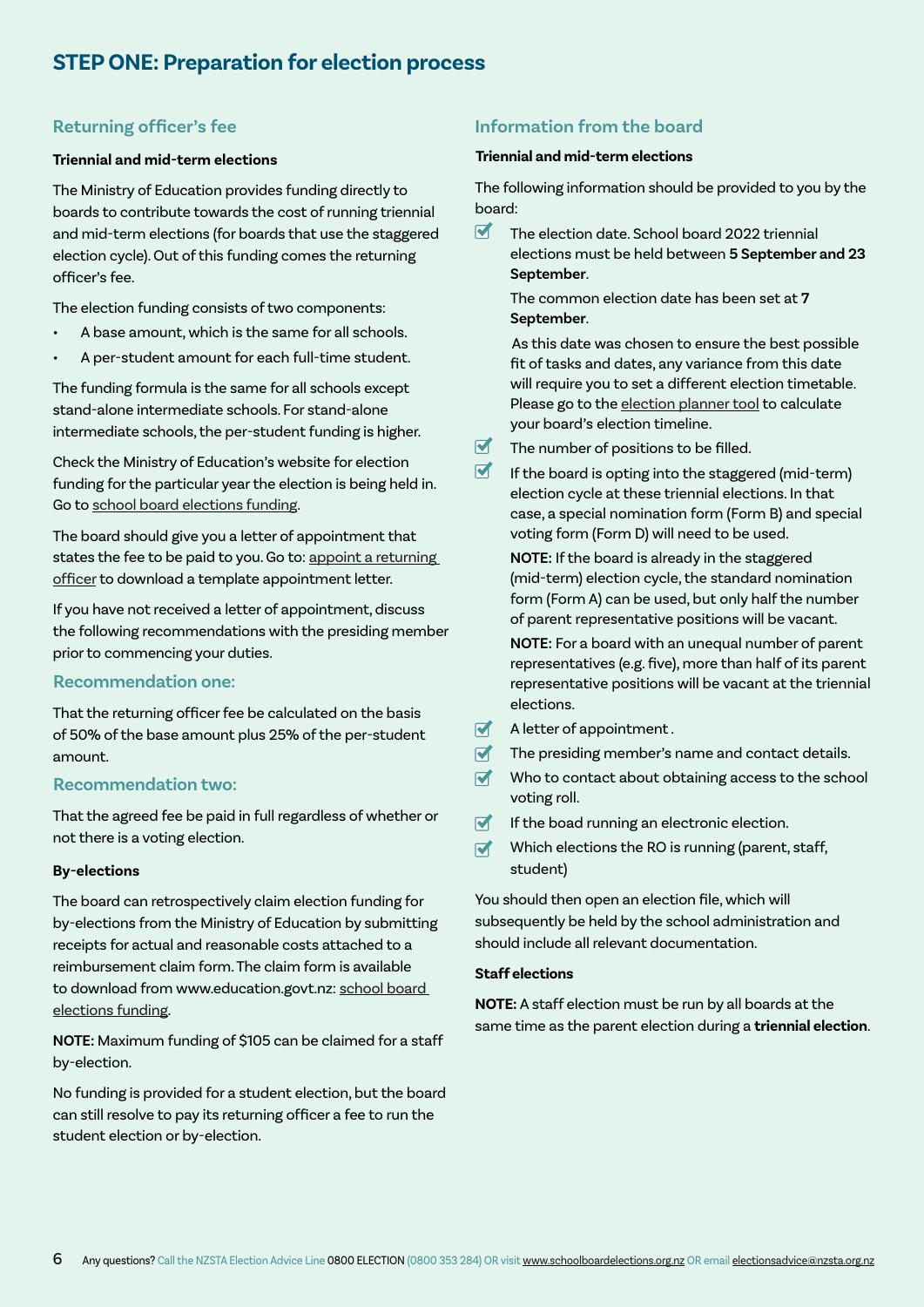## STEP ONE: Preparation for election process

### Returning officer's fee

**Triennial and mid-term elections**

The Ministry of Education provides funding directly to boards to contribute towards the cost of running triennial and mid-term elections (for boards that use the staggered election cycle). Out of this funding comes the returning officer's fee.

The election funding consists of two components:

- A base amount, which is the same for all schools.
- A per-student amount for each full-time student.

The funding formula is the same for all schools except stand-alone intermediate schools. For stand-alone intermediate schools, the per-student funding is higher.

Check the Ministry of Education's website for election funding for the particular year the election is being held in. Go to school board elections funding.

The board should give you a letter of appointment that states the fee to be paid to you. Go to: appoint a returning officer to download a template appointment letter.

If you have not received a letter of appointment, discuss the following recommendations with the presiding member prior to commencing your duties.

### Recommendation one:

That the returning officer fee be calculated on the basis of 50% of the base amount plus 25% of the per-student amount.

### Recommendation two:

That the agreed fee be paid in full regardless of whether or not there is a voting election.

**By-elections**

The board can retrospectively claim election funding for by-elections from the Ministry of Education by submitting receipts for actual and reasonable costs attached to a reimbursement claim form. The claim form is available to download from www.education.govt.nz: school board elections funding.

**NOTE:** Maximum funding of $105 can be claimed for a staff by-election.

No funding is provided for a student election, but the board can still resolve to pay its returning officer a fee to run the student election or by-election.

### Information from the board

**Triennial and mid-term elections**

The following information should be provided to you by the board:

- ☑ The election date. School board 2022 triennial elections must be held between **5 September and 23 September**.

  The common election date has been set at **7 September**.

  As this date was chosen to ensure the best possible fit of tasks and dates, any variance from this date will require you to set a different election timetable. Please go to the election planner tool to calculate your board's election timeline.
- ☑ The number of positions to be filled.
- ☑ If the board is opting into the staggered (mid-term) election cycle at these triennial elections. In that case, a special nomination form (Form B) and special voting form (Form D) will need to be used.

  **NOTE:** If the board is already in the staggered (mid-term) election cycle, the standard nomination form (Form A) can be used, but only half the number of parent representative positions will be vacant.

  **NOTE:** For a board with an unequal number of parent representatives (e.g. five), more than half of its parent representative positions will be vacant at the triennial elections.
- ☑ A letter of appointment .
- ☑ The presiding member's name and contact details.
- ☑ Who to contact about obtaining access to the school voting roll.
- ☑ If the boad running an electronic election.
- ☑ Which elections the RO is running (parent, staff, student)

You should then open an election file, which will subsequently be held by the school administration and should include all relevant documentation.

**Staff elections**

**NOTE:** A staff election must be run by all boards at the same time as the parent election during a **triennial election**.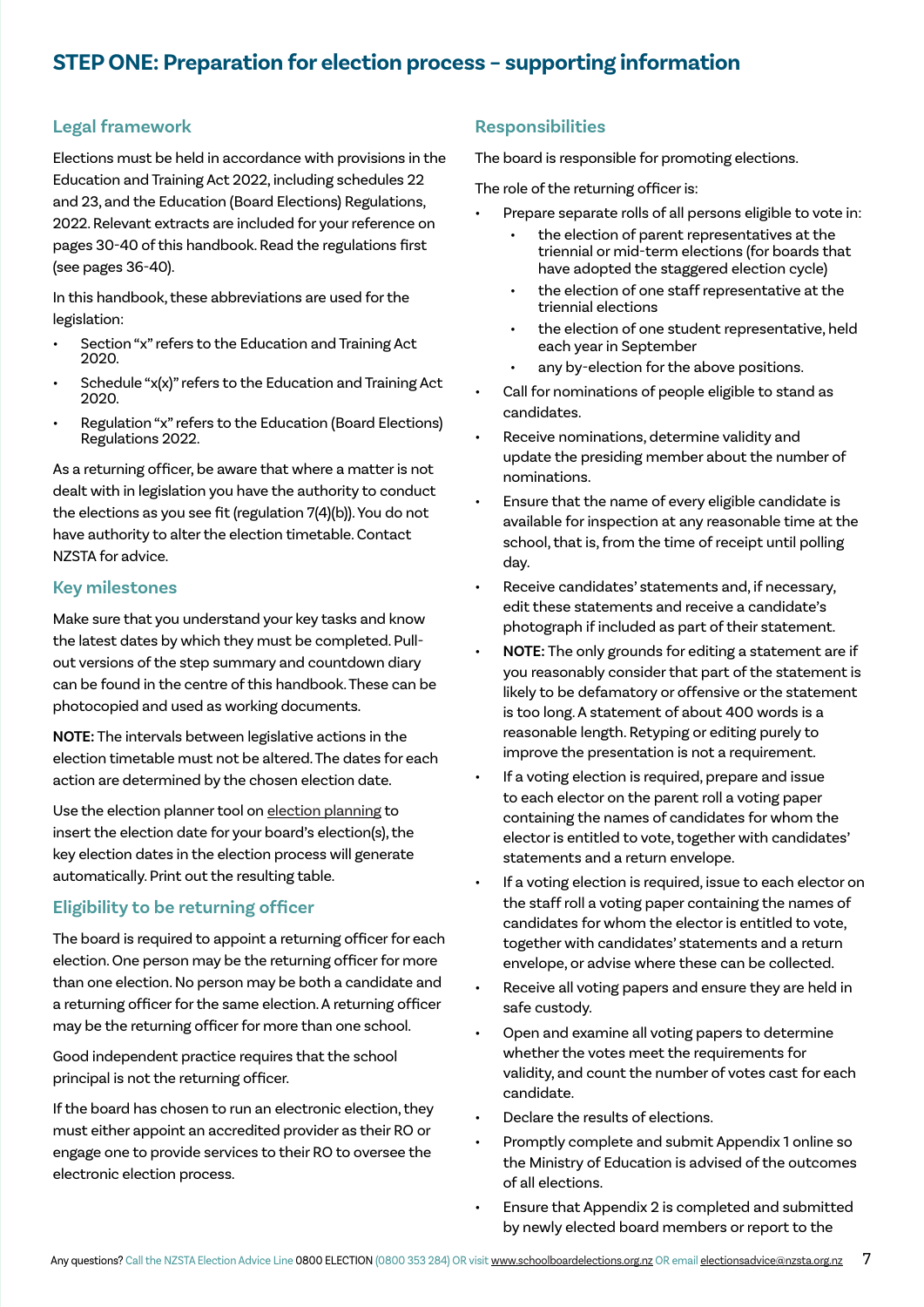## STEP ONE: Preparation for election process – supporting information

### Legal framework

Elections must be held in accordance with provisions in the Education and Training Act 2022, including schedules 22 and 23, and the Education (Board Elections) Regulations, 2022. Relevant extracts are included for your reference on pages 30-40 of this handbook. Read the regulations first (see pages 36-40).

In this handbook, these abbreviations are used for the legislation:

- Section "x" refers to the Education and Training Act 2020.
- Schedule "x(x)" refers to the Education and Training Act 2020.
- Regulation "x" refers to the Education (Board Elections) Regulations 2022.

As a returning officer, be aware that where a matter is not dealt with in legislation you have the authority to conduct the elections as you see fit (regulation 7(4)(b)). You do not have authority to alter the election timetable. Contact NZSTA for advice.

### Key milestones

Make sure that you understand your key tasks and know the latest dates by which they must be completed. Pull-out versions of the step summary and countdown diary can be found in the centre of this handbook. These can be photocopied and used as working documents.

**NOTE:** The intervals between legislative actions in the election timetable must not be altered. The dates for each action are determined by the chosen election date.

Use the election planner tool on election planning to insert the election date for your board's election(s), the key election dates in the election process will generate automatically. Print out the resulting table.

### Eligibility to be returning officer

The board is required to appoint a returning officer for each election. One person may be the returning officer for more than one election. No person may be both a candidate and a returning officer for the same election. A returning officer may be the returning officer for more than one school.

Good independent practice requires that the school principal is not the returning officer.

If the board has chosen to run an electronic election, they must either appoint an accredited provider as their RO or engage one to provide services to their RO to oversee the electronic election process.

### Responsibilities

The board is responsible for promoting elections.

The role of the returning officer is:

- Prepare separate rolls of all persons eligible to vote in:
  - the election of parent representatives at the triennial or mid-term elections (for boards that have adopted the staggered election cycle)
  - the election of one staff representative at the triennial elections
  - the election of one student representative, held each year in September
  - any by-election for the above positions.
- Call for nominations of people eligible to stand as candidates.
- Receive nominations, determine validity and update the presiding member about the number of nominations.
- Ensure that the name of every eligible candidate is available for inspection at any reasonable time at the school, that is, from the time of receipt until polling day.
- Receive candidates' statements and, if necessary, edit these statements and receive a candidate's photograph if included as part of their statement.
- **NOTE:** The only grounds for editing a statement are if you reasonably consider that part of the statement is likely to be defamatory or offensive or the statement is too long. A statement of about 400 words is a reasonable length. Retyping or editing purely to improve the presentation is not a requirement.
- If a voting election is required, prepare and issue to each elector on the parent roll a voting paper containing the names of candidates for whom the elector is entitled to vote, together with candidates' statements and a return envelope.
- If a voting election is required, issue to each elector on the staff roll a voting paper containing the names of candidates for whom the elector is entitled to vote, together with candidates' statements and a return envelope, or advise where these can be collected.
- Receive all voting papers and ensure they are held in safe custody.
- Open and examine all voting papers to determine whether the votes meet the requirements for validity, and count the number of votes cast for each candidate.
- Declare the results of elections.
- Promptly complete and submit Appendix 1 online so the Ministry of Education is advised of the outcomes of all elections.
- Ensure that Appendix 2 is completed and submitted by newly elected board members or report to the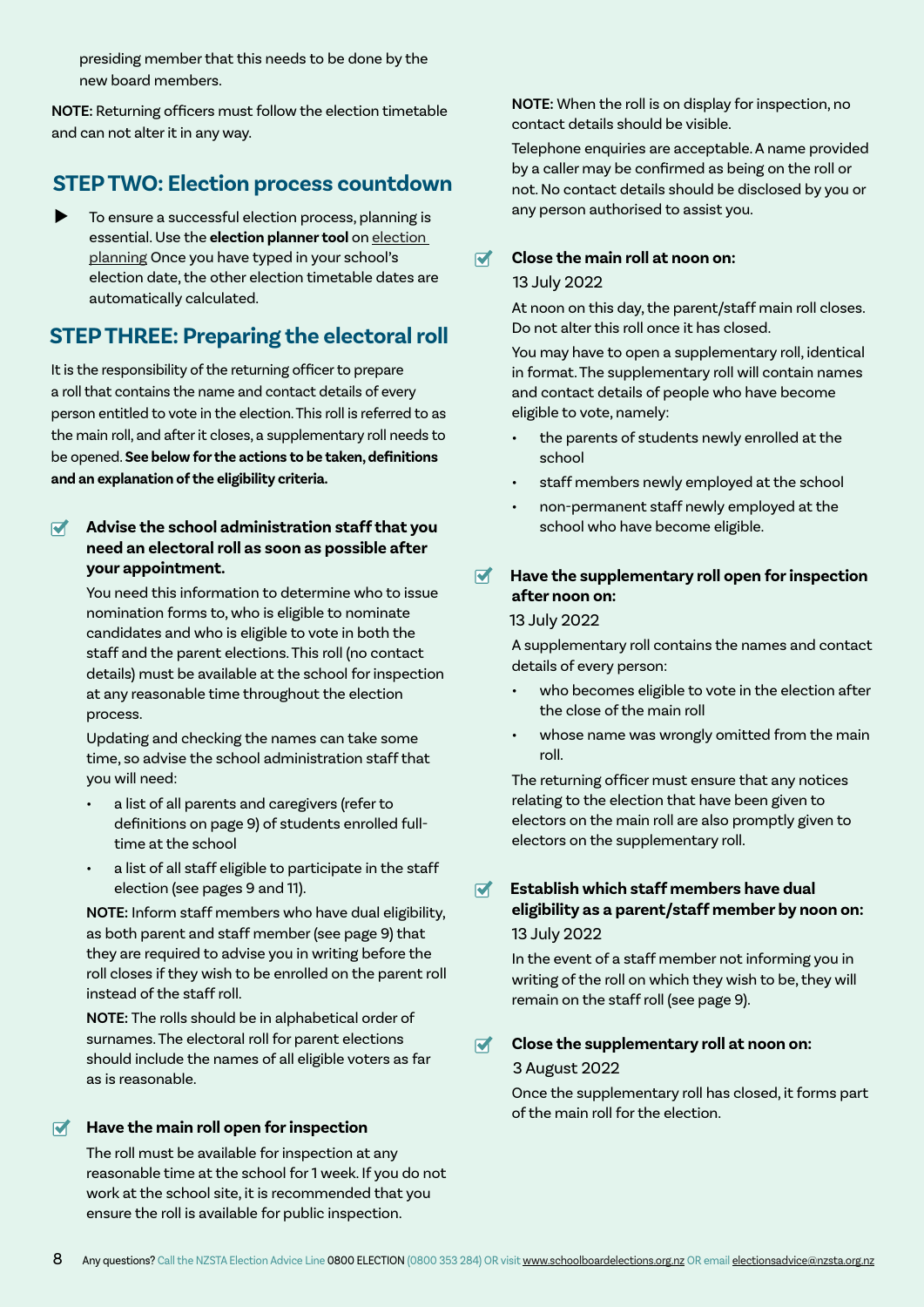presiding member that this needs to be done by the new board members.

**NOTE:** Returning officers must follow the election timetable and can not alter it in any way.

## STEP TWO: Election process countdown

- To ensure a successful election process, planning is essential. Use the **election planner tool** on election planning Once you have typed in your school's election date, the other election timetable dates are automatically calculated.

## STEP THREE: Preparing the electoral roll

It is the responsibility of the returning officer to prepare a roll that contains the name and contact details of every person entitled to vote in the election. This roll is referred to as the main roll, and after it closes, a supplementary roll needs to be opened. **See below for the actions to be taken, definitions and an explanation of the eligibility criteria.**

### Advise the school administration staff that you need an electoral roll as soon as possible after your appointment.

You need this information to determine who to issue nomination forms to, who is eligible to nominate candidates and who is eligible to vote in both the staff and the parent elections. This roll (no contact details) must be available at the school for inspection at any reasonable time throughout the election process.

Updating and checking the names can take some time, so advise the school administration staff that you will need:

- a list of all parents and caregivers (refer to definitions on page 9) of students enrolled full-time at the school
- a list of all staff eligible to participate in the staff election (see pages 9 and 11).

**NOTE:** Inform staff members who have dual eligibility, as both parent and staff member (see page 9) that they are required to advise you in writing before the roll closes if they wish to be enrolled on the parent roll instead of the staff roll.

**NOTE:** The rolls should be in alphabetical order of surnames. The electoral roll for parent elections should include the names of all eligible voters as far as is reasonable.

### Have the main roll open for inspection

The roll must be available for inspection at any reasonable time at the school for 1 week. If you do not work at the school site, it is recommended that you ensure the roll is available for public inspection.

**NOTE:** When the roll is on display for inspection, no contact details should be visible.

Telephone enquiries are acceptable. A name provided by a caller may be confirmed as being on the roll or not. No contact details should be disclosed by you or any person authorised to assist you.

### Close the main roll at noon on:

13 July 2022

At noon on this day, the parent/staff main roll closes. Do not alter this roll once it has closed.

You may have to open a supplementary roll, identical in format. The supplementary roll will contain names and contact details of people who have become eligible to vote, namely:

- the parents of students newly enrolled at the school
- staff members newly employed at the school
- non-permanent staff newly employed at the school who have become eligible.

### Have the supplementary roll open for inspection after noon on:

13 July 2022

A supplementary roll contains the names and contact details of every person:

- who becomes eligible to vote in the election after the close of the main roll
- whose name was wrongly omitted from the main roll.

The returning officer must ensure that any notices relating to the election that have been given to electors on the main roll are also promptly given to electors on the supplementary roll.

### Establish which staff members have dual eligibility as a parent/staff member by noon on:

13 July 2022

In the event of a staff member not informing you in writing of the roll on which they wish to be, they will remain on the staff roll (see page 9).

### Close the supplementary roll at noon on:

3 August 2022

Once the supplementary roll has closed, it forms part of the main roll for the election.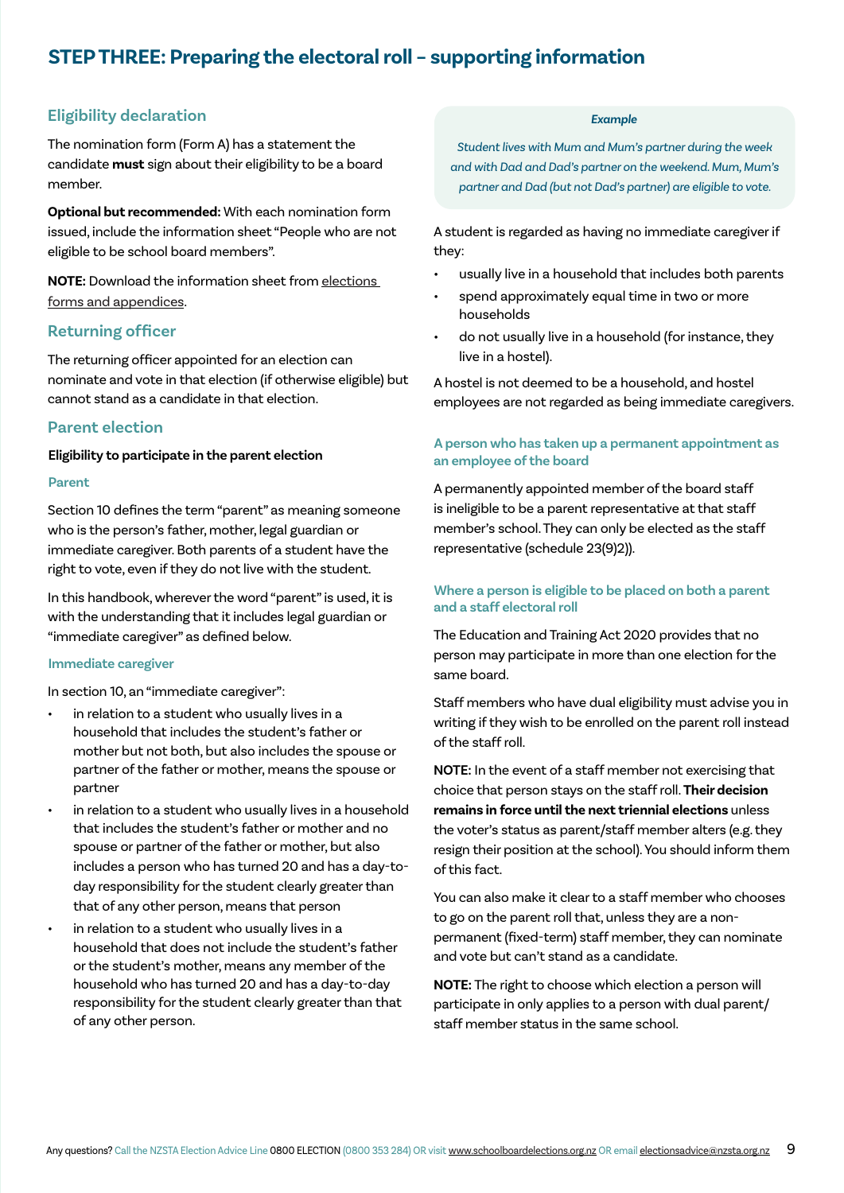# STEP THREE: Preparing the electoral roll – supporting information

## Eligibility declaration

The nomination form (Form A) has a statement the candidate **must** sign about their eligibility to be a board member.

**Optional but recommended:** With each nomination form issued, include the information sheet "People who are not eligible to be school board members".

**NOTE:** Download the information sheet from elections forms and appendices.

## Returning officer

The returning officer appointed for an election can nominate and vote in that election (if otherwise eligible) but cannot stand as a candidate in that election.

## Parent election

**Eligibility to participate in the parent election**

### Parent

Section 10 defines the term "parent" as meaning someone who is the person's father, mother, legal guardian or immediate caregiver. Both parents of a student have the right to vote, even if they do not live with the student.

In this handbook, wherever the word "parent" is used, it is with the understanding that it includes legal guardian or "immediate caregiver" as defined below.

### Immediate caregiver

In section 10, an "immediate caregiver":

- in relation to a student who usually lives in a household that includes the student's father or mother but not both, but also includes the spouse or partner of the father or mother, means the spouse or partner
- in relation to a student who usually lives in a household that includes the student's father or mother and no spouse or partner of the father or mother, but also includes a person who has turned 20 and has a day-to-day responsibility for the student clearly greater than that of any other person, means that person
- in relation to a student who usually lives in a household that does not include the student's father or the student's mother, means any member of the household who has turned 20 and has a day-to-day responsibility for the student clearly greater than that of any other person.

> ***Example***
>
> *Student lives with Mum and Mum's partner during the week and with Dad and Dad's partner on the weekend. Mum, Mum's partner and Dad (but not Dad's partner) are eligible to vote.*

A student is regarded as having no immediate caregiver if they:

- usually live in a household that includes both parents
- spend approximately equal time in two or more households
- do not usually live in a household (for instance, they live in a hostel).

A hostel is not deemed to be a household, and hostel employees are not regarded as being immediate caregivers.

### A person who has taken up a permanent appointment as an employee of the board

A permanently appointed member of the board staff is ineligible to be a parent representative at that staff member's school. They can only be elected as the staff representative (schedule 23(9)2)).

### Where a person is eligible to be placed on both a parent and a staff electoral roll

The Education and Training Act 2020 provides that no person may participate in more than one election for the same board.

Staff members who have dual eligibility must advise you in writing if they wish to be enrolled on the parent roll instead of the staff roll.

**NOTE:** In the event of a staff member not exercising that choice that person stays on the staff roll. **Their decision remains in force until the next triennial elections** unless the voter's status as parent/staff member alters (e.g. they resign their position at the school). You should inform them of this fact.

You can also make it clear to a staff member who chooses to go on the parent roll that, unless they are a non-permanent (fixed-term) staff member, they can nominate and vote but can't stand as a candidate.

**NOTE:** The right to choose which election a person will participate in only applies to a person with dual parent/staff member status in the same school.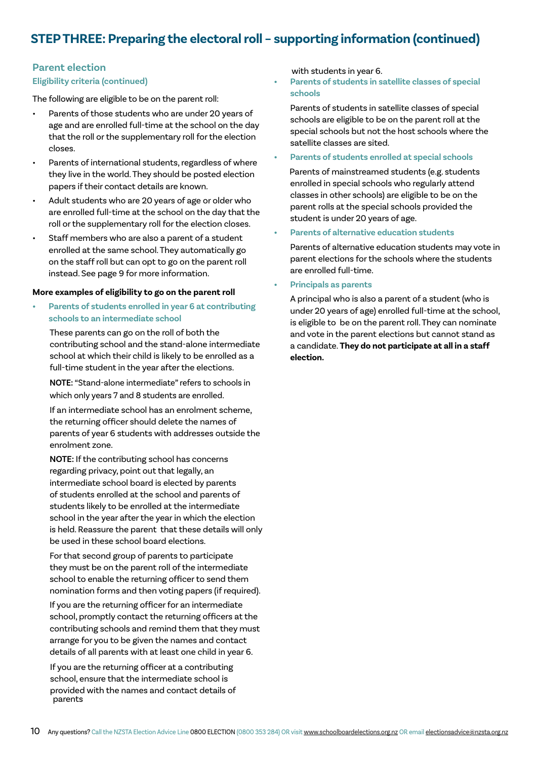## STEP THREE: Preparing the electoral roll – supporting information (continued)

### Parent election

#### Eligibility criteria (continued)

The following are eligible to be on the parent roll:

- Parents of those students who are under 20 years of age and are enrolled full-time at the school on the day that the roll or the supplementary roll for the election closes.
- Parents of international students, regardless of where they live in the world. They should be posted election papers if their contact details are known.
- Adult students who are 20 years of age or older who are enrolled full-time at the school on the day that the roll or the supplementary roll for the election closes.
- Staff members who are also a parent of a student enrolled at the same school. They automatically go on the staff roll but can opt to go on the parent roll instead. See page 9 for more information.

**More examples of eligibility to go on the parent roll**

- **Parents of students enrolled in year 6 at contributing schools to an intermediate school**

  These parents can go on the roll of both the contributing school and the stand-alone intermediate school at which their child is likely to be enrolled as a full-time student in the year after the elections.

  **NOTE:** "Stand-alone intermediate" refers to schools in which only years 7 and 8 students are enrolled.

  If an intermediate school has an enrolment scheme, the returning officer should delete the names of parents of year 6 students with addresses outside the enrolment zone.

  **NOTE:** If the contributing school has concerns regarding privacy, point out that legally, an intermediate school board is elected by parents of students enrolled at the school and parents of students likely to be enrolled at the intermediate school in the year after the year in which the election is held. Reassure the parent that these details will only be used in these school board elections.

  For that second group of parents to participate they must be on the parent roll of the intermediate school to enable the returning officer to send them nomination forms and then voting papers (if required).

  If you are the returning officer for an intermediate school, promptly contact the returning officers at the contributing schools and remind them that they must arrange for you to be given the names and contact details of all parents with at least one child in year 6.

  If you are the returning officer at a contributing school, ensure that the intermediate school is provided with the names and contact details of parents with students in year 6.

- **Parents of students in satellite classes of special schools**

  Parents of students in satellite classes of special schools are eligible to be on the parent roll at the special schools but not the host schools where the satellite classes are sited.

- **Parents of students enrolled at special schools**

  Parents of mainstreamed students (e.g. students enrolled in special schools who regularly attend classes in other schools) are eligible to be on the parent rolls at the special schools provided the student is under 20 years of age.

- **Parents of alternative education students**

  Parents of alternative education students may vote in parent elections for the schools where the students are enrolled full-time.

- **Principals as parents**

  A principal who is also a parent of a student (who is under 20 years of age) enrolled full-time at the school, is eligible to be on the parent roll. They can nominate and vote in the parent elections but cannot stand as a candidate. **They do not participate at all in a staff election.**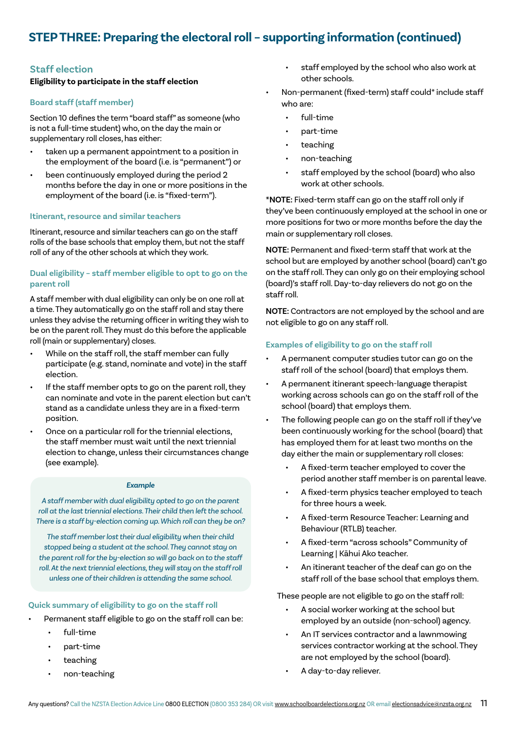# STEP THREE: Preparing the electoral roll – supporting information (continued)

## Staff election

**Eligibility to participate in the staff election**

### Board staff (staff member)

Section 10 defines the term "board staff" as someone (who is not a full-time student) who, on the day the main or supplementary roll closes, has either:

- taken up a permanent appointment to a position in the employment of the board (i.e. is "permanent") or
- been continuously employed during the period 2 months before the day in one or more positions in the employment of the board (i.e. is "fixed-term").

### Itinerant, resource and similar teachers

Itinerant, resource and similar teachers can go on the staff rolls of the base schools that employ them, but not the staff roll of any of the other schools at which they work.

### Dual eligibility – staff member eligible to opt to go on the parent roll

A staff member with dual eligibility can only be on one roll at a time. They automatically go on the staff roll and stay there unless they advise the returning officer in writing they wish to be on the parent roll. They must do this before the applicable roll (main or supplementary) closes.

- While on the staff roll, the staff member can fully participate (e.g. stand, nominate and vote) in the staff election.
- If the staff member opts to go on the parent roll, they can nominate and vote in the parent election but can't stand as a candidate unless they are in a fixed-term position.
- Once on a particular roll for the triennial elections, the staff member must wait until the next triennial election to change, unless their circumstances change (see example).

> ***Example***
>
> *A staff member with dual eligibility opted to go on the parent roll at the last triennial elections. Their child then left the school. There is a staff by-election coming up. Which roll can they be on?*
>
> *The staff member lost their dual eligibility when their child stopped being a student at the school. They cannot stay on the parent roll for the by-election so will go back on to the staff roll. At the next triennial elections, they will stay on the staff roll unless one of their children is attending the same school.*

### Quick summary of eligibility to go on the staff roll

- Permanent staff eligible to go on the staff roll can be:
  - full-time
  - part-time
  - teaching
  - non-teaching
  - staff employed by the school who also work at other schools.
- Non-permanent (fixed-term) staff could* include staff who are:
  - full-time
  - part-time
  - teaching
  - non-teaching
  - staff employed by the school (board) who also work at other schools.

***NOTE:** Fixed-term staff can go on the staff roll only if they've been continuously employed at the school in one or more positions for two or more months before the day the main or supplementary roll closes.

**NOTE:** Permanent and fixed-term staff that work at the school but are employed by another school (board) can't go on the staff roll. They can only go on their employing school (board)'s staff roll. Day-to-day relievers do not go on the staff roll.

**NOTE:** Contractors are not employed by the school and are not eligible to go on any staff roll.

### Examples of eligibility to go on the staff roll

- A permanent computer studies tutor can go on the staff roll of the school (board) that employs them.
- A permanent itinerant speech-language therapist working across schools can go on the staff roll of the school (board) that employs them.
- The following people can go on the staff roll if they've been continuously working for the school (board) that has employed them for at least two months on the day either the main or supplementary roll closes:
  - A fixed-term teacher employed to cover the period another staff member is on parental leave.
  - A fixed-term physics teacher employed to teach for three hours a week.
  - A fixed-term Resource Teacher: Learning and Behaviour (RTLB) teacher.
  - A fixed-term "across schools" Community of Learning | Kāhui Ako teacher.
  - An itinerant teacher of the deaf can go on the staff roll of the base school that employs them.

These people are not eligible to go on the staff roll:

- A social worker working at the school but employed by an outside (non-school) agency.
- An IT services contractor and a lawnmowing services contractor working at the school. They are not employed by the school (board).
- A day-to-day reliever.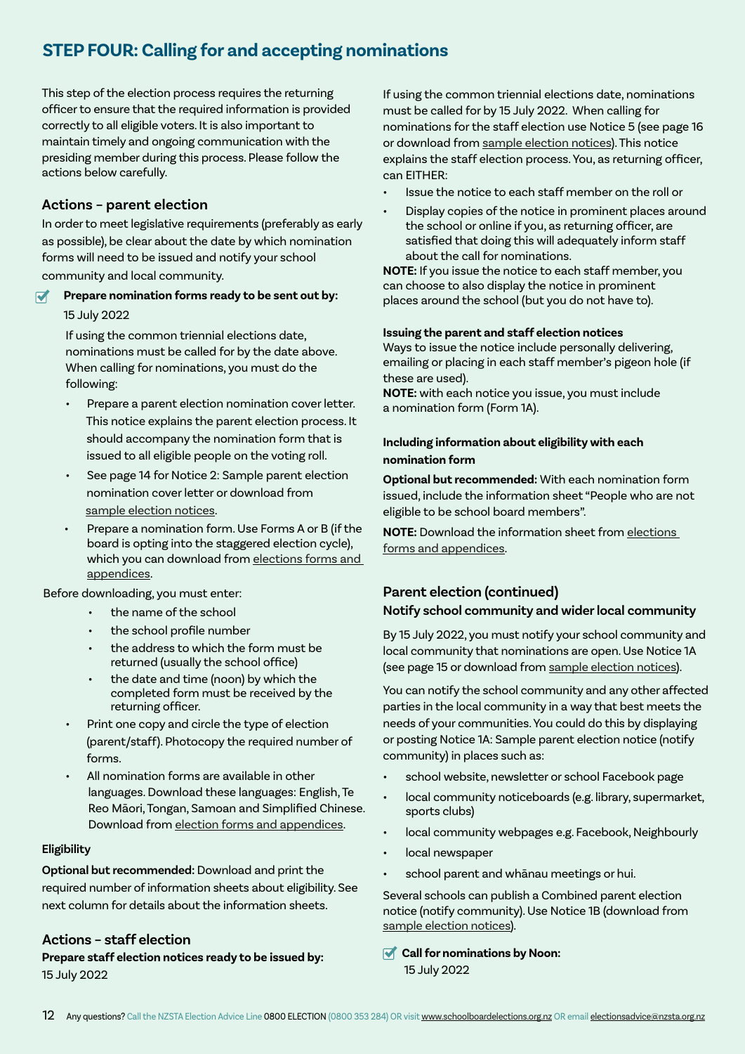## STEP FOUR: Calling for and accepting nominations

This step of the election process requires the returning officer to ensure that the required information is provided correctly to all eligible voters. It is also important to maintain timely and ongoing communication with the presiding member during this process. Please follow the actions below carefully.

### Actions – parent election

In order to meet legislative requirements (preferably as early as possible), be clear about the date by which nomination forms will need to be issued and notify your school community and local community.

☑ **Prepare nomination forms ready to be sent out by:** 15 July 2022

If using the common triennial elections date, nominations must be called for by the date above. When calling for nominations, you must do the following:

- Prepare a parent election nomination cover letter. This notice explains the parent election process. It should accompany the nomination form that is issued to all eligible people on the voting roll.
- See page 14 for Notice 2: Sample parent election nomination cover letter or download from sample election notices.
- Prepare a nomination form. Use Forms A or B (if the board is opting into the staggered election cycle), which you can download from elections forms and appendices.

Before downloading, you must enter:

- the name of the school
- the school profile number
- the address to which the form must be returned (usually the school office)
- the date and time (noon) by which the completed form must be received by the returning officer.

- Print one copy and circle the type of election (parent/staff). Photocopy the required number of forms.
- All nomination forms are available in other languages. Download these languages: English, Te Reo Māori, Tongan, Samoan and Simplified Chinese. Download from election forms and appendices.

#### Eligibility

**Optional but recommended:** Download and print the required number of information sheets about eligibility. See next column for details about the information sheets.

### Actions – staff election

**Prepare staff election notices ready to be issued by:** 15 July 2022

If using the common triennial elections date, nominations must be called for by 15 July 2022. When calling for nominations for the staff election use Notice 5 (see page 16 or download from sample election notices). This notice explains the staff election process. You, as returning officer, can EITHER:

- Issue the notice to each staff member on the roll or
- Display copies of the notice in prominent places around the school or online if you, as returning officer, are satisfied that doing this will adequately inform staff about the call for nominations.

**NOTE:** If you issue the notice to each staff member, you can choose to also display the notice in prominent places around the school (but you do not have to).

#### Issuing the parent and staff election notices

Ways to issue the notice include personally delivering, emailing or placing in each staff member's pigeon hole (if these are used).

**NOTE:** with each notice you issue, you must include a nomination form (Form 1A).

#### Including information about eligibility with each nomination form

**Optional but recommended:** With each nomination form issued, include the information sheet "People who are not eligible to be school board members".

**NOTE:** Download the information sheet from elections forms and appendices.

### Parent election (continued)

### Notify school community and wider local community

By 15 July 2022, you must notify your school community and local community that nominations are open. Use Notice 1A (see page 15 or download from sample election notices).

You can notify the school community and any other affected parties in the local community in a way that best meets the needs of your communities. You could do this by displaying or posting Notice 1A: Sample parent election notice (notify community) in places such as:

- school website, newsletter or school Facebook page
- local community noticeboards (e.g. library, supermarket, sports clubs)
- local community webpages e.g. Facebook, Neighbourly
- local newspaper
- school parent and whānau meetings or hui.

Several schools can publish a Combined parent election notice (notify community). Use Notice 1B (download from sample election notices).

☑ **Call for nominations by Noon:** 15 July 2022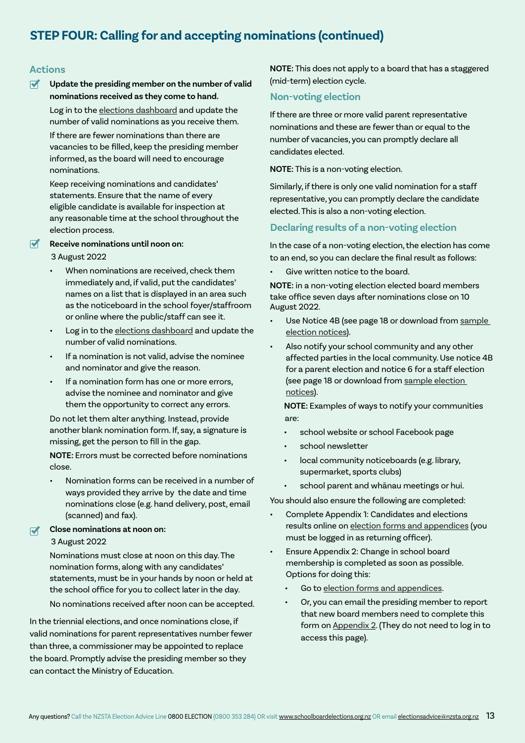## STEP FOUR: Calling for and accepting nominations (continued)

### Actions

- [x] **Update the presiding member on the number of valid nominations received as they come to hand.**

  Log in to the elections dashboard and update the number of valid nominations as you receive them.

  If there are fewer nominations than there are vacancies to be filled, keep the presiding member informed, as the board will need to encourage nominations.

  Keep receiving nominations and candidates' statements. Ensure that the name of every eligible candidate is available for inspection at any reasonable time at the school throughout the election process.

- [x] **Receive nominations until noon on:**
  3 August 2022

  - When nominations are received, check them immediately and, if valid, put the candidates' names on a list that is displayed in an area such as the noticeboard in the school foyer/staffroom or online where the public/staff can see it.
  - Log in to the elections dashboard and update the number of valid nominations.
  - If a nomination is not valid, advise the nominee and nominator and give the reason.
  - If a nomination form has one or more errors, advise the nominee and nominator and give them the opportunity to correct any errors.

  Do not let them alter anything. Instead, provide another blank nomination form. If, say, a signature is missing, get the person to fill in the gap.

  **NOTE:** Errors must be corrected before nominations close.

  - Nomination forms can be received in a number of ways provided they arrive by the date and time nominations close (e.g. hand delivery, post, email (scanned) and fax).

- [x] **Close nominations at noon on:**
  3 August 2022

  Nominations must close at noon on this day. The nomination forms, along with any candidates' statements, must be in your hands by noon or held at the school office for you to collect later in the day.

  No nominations received after noon can be accepted.

In the triennial elections, and once nominations close, if valid nominations for parent representatives number fewer than three, a commissioner may be appointed to replace the board. Promptly advise the presiding member so they can contact the Ministry of Education.

**NOTE:** This does not apply to a board that has a staggered (mid-term) election cycle.

### Non-voting election

If there are three or more valid parent representative nominations and these are fewer than or equal to the number of vacancies, you can promptly declare all candidates elected.

**NOTE:** This is a non-voting election.

Similarly, if there is only one valid nomination for a staff representative, you can promptly declare the candidate elected. This is also a non-voting election.

### Declaring results of a non-voting election

In the case of a non-voting election, the election has come to an end, so you can declare the final result as follows:

- Give written notice to the board.

**NOTE:** in a non-voting election elected board members take office seven days after nominations close on 10 August 2022.

- Use Notice 4B (see page 18 or download from sample election notices).
- Also notify your school community and any other affected parties in the local community. Use notice 4B for a parent election and notice 6 for a staff election (see page 18 or download from sample election notices).

  **NOTE:** Examples of ways to notify your communities are:

  - school website or school Facebook page
  - school newsletter
  - local community noticeboards (e.g. library, supermarket, sports clubs)
  - school parent and whānau meetings or hui.

You should also ensure the following are completed:

- Complete Appendix 1: Candidates and elections results online on election forms and appendices (you must be logged in as returning officer).
- Ensure Appendix 2: Change in school board membership is completed as soon as possible. Options for doing this:
  - Go to election forms and appendices.
  - Or, you can email the presiding member to report that new board members need to complete this form on Appendix 2. (They do not need to log in to access this page).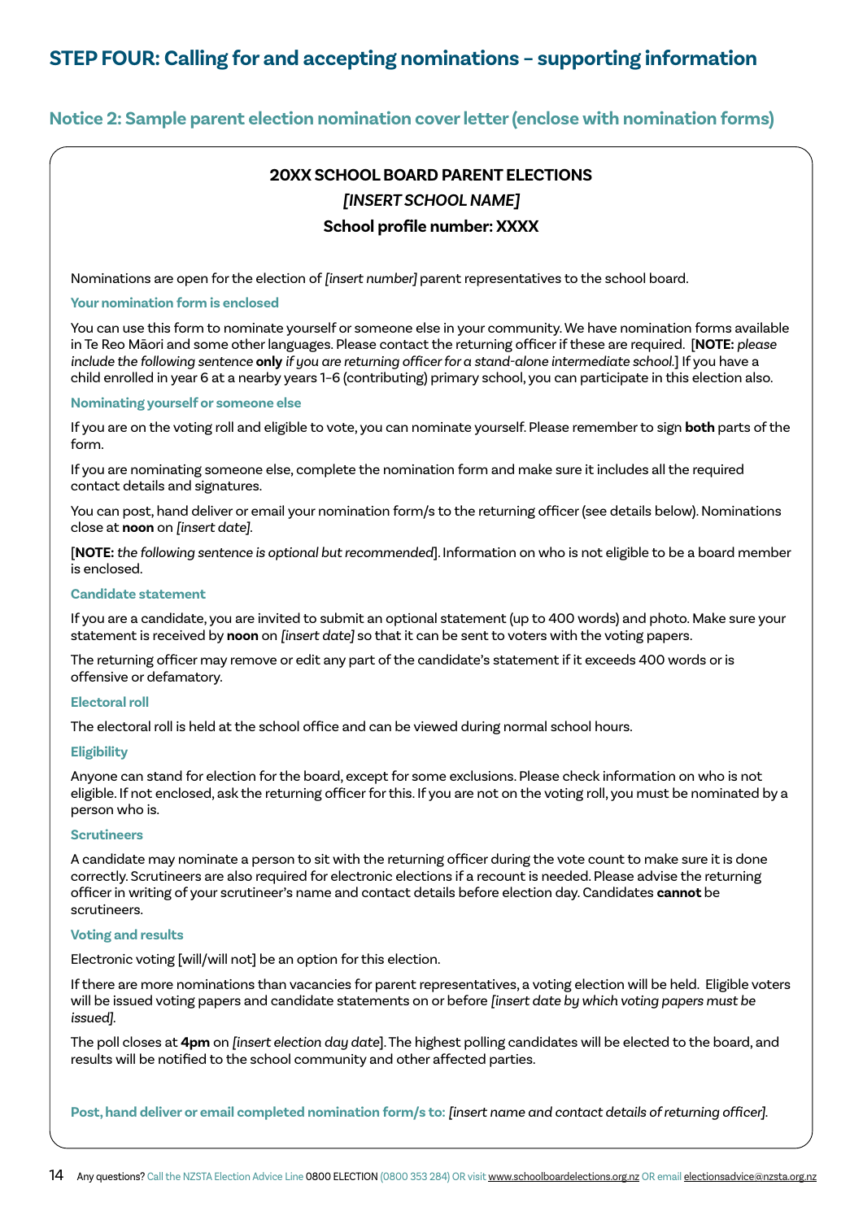## STEP FOUR: Calling for and accepting nominations – supporting information

### Notice 2: Sample parent election nomination cover letter (enclose with nomination forms)

**20XX SCHOOL BOARD PARENT ELECTIONS**

***[INSERT SCHOOL NAME]***

**School profile number: XXXX**

Nominations are open for the election of *[insert number]* parent representatives to the school board.

**Your nomination form is enclosed**

You can use this form to nominate yourself or someone else in your community. We have nomination forms available in Te Reo Māori and some other languages. Please contact the returning officer if these are required. [**NOTE:** *please include the following sentence* **only** *if you are returning officer for a stand-alone intermediate school.*] If you have a child enrolled in year 6 at a nearby years 1–6 (contributing) primary school, you can participate in this election also.

**Nominating yourself or someone else**

If you are on the voting roll and eligible to vote, you can nominate yourself. Please remember to sign **both** parts of the form.

If you are nominating someone else, complete the nomination form and make sure it includes all the required contact details and signatures.

You can post, hand deliver or email your nomination form/s to the returning officer (see details below). Nominations close at **noon** on *[insert date]*.

[**NOTE:** *the following sentence is optional but recommended*]. Information on who is not eligible to be a board member is enclosed.

**Candidate statement**

If you are a candidate, you are invited to submit an optional statement (up to 400 words) and photo. Make sure your statement is received by **noon** on *[insert date]* so that it can be sent to voters with the voting papers.

The returning officer may remove or edit any part of the candidate's statement if it exceeds 400 words or is offensive or defamatory.

**Electoral roll**

The electoral roll is held at the school office and can be viewed during normal school hours.

**Eligibility**

Anyone can stand for election for the board, except for some exclusions. Please check information on who is not eligible. If not enclosed, ask the returning officer for this. If you are not on the voting roll, you must be nominated by a person who is.

**Scrutineers**

A candidate may nominate a person to sit with the returning officer during the vote count to make sure it is done correctly. Scrutineers are also required for electronic elections if a recount is needed. Please advise the returning officer in writing of your scrutineer's name and contact details before election day. Candidates **cannot** be scrutineers.

**Voting and results**

Electronic voting [will/will not] be an option for this election.

If there are more nominations than vacancies for parent representatives, a voting election will be held. Eligible voters will be issued voting papers and candidate statements on or before *[insert date by which voting papers must be issued]*.

The poll closes at **4pm** on *[insert election day date*]. The highest polling candidates will be elected to the board, and results will be notified to the school community and other affected parties.

**Post, hand deliver or email completed nomination form/s to:** *[insert name and contact details of returning officer]*.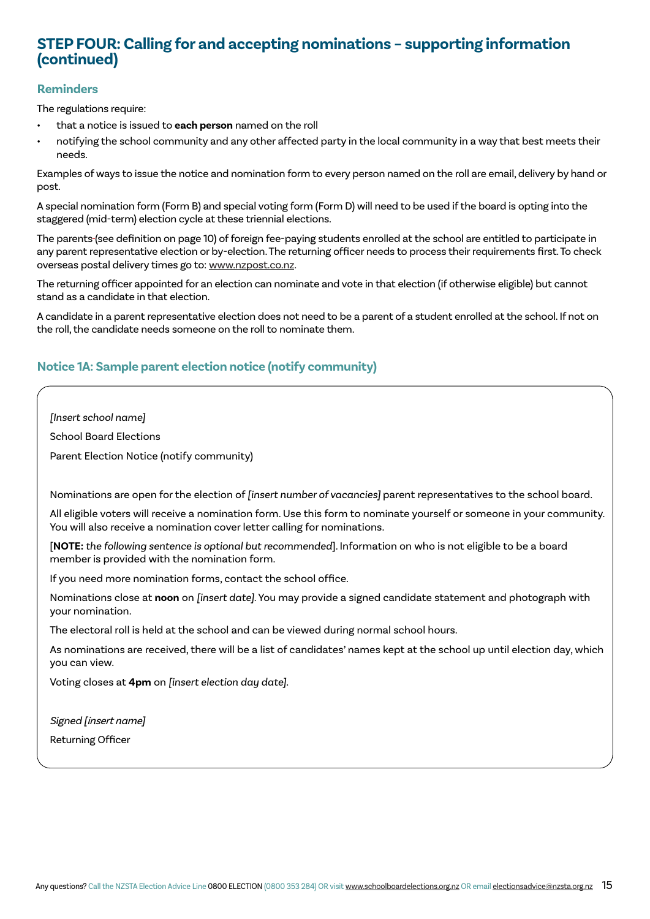## STEP FOUR: Calling for and accepting nominations – supporting information (continued)

### Reminders

The regulations require:

- that a notice is issued to **each person** named on the roll
- notifying the school community and any other affected party in the local community in a way that best meets their needs.

Examples of ways to issue the notice and nomination form to every person named on the roll are email, delivery by hand or post.

A special nomination form (Form B) and special voting form (Form D) will need to be used if the board is opting into the staggered (mid-term) election cycle at these triennial elections.

The parents (see definition on page 10) of foreign fee-paying students enrolled at the school are entitled to participate in any parent representative election or by-election. The returning officer needs to process their requirements first. To check overseas postal delivery times go to: www.nzpost.co.nz.

The returning officer appointed for an election can nominate and vote in that election (if otherwise eligible) but cannot stand as a candidate in that election.

A candidate in a parent representative election does not need to be a parent of a student enrolled at the school. If not on the roll, the candidate needs someone on the roll to nominate them.

### Notice 1A: Sample parent election notice (notify community)

*[Insert school name]*

School Board Elections

Parent Election Notice (notify community)

Nominations are open for the election of *[insert number of vacancies]* parent representatives to the school board.

All eligible voters will receive a nomination form. Use this form to nominate yourself or someone in your community. You will also receive a nomination cover letter calling for nominations.

[**NOTE:** *the following sentence is optional but recommended*]. Information on who is not eligible to be a board member is provided with the nomination form.

If you need more nomination forms, contact the school office.

Nominations close at **noon** on *[insert date]*. You may provide a signed candidate statement and photograph with your nomination.

The electoral roll is held at the school and can be viewed during normal school hours.

As nominations are received, there will be a list of candidates' names kept at the school up until election day, which you can view.

Voting closes at **4pm** on *[insert election day date]*.

*Signed [insert name]*

Returning Officer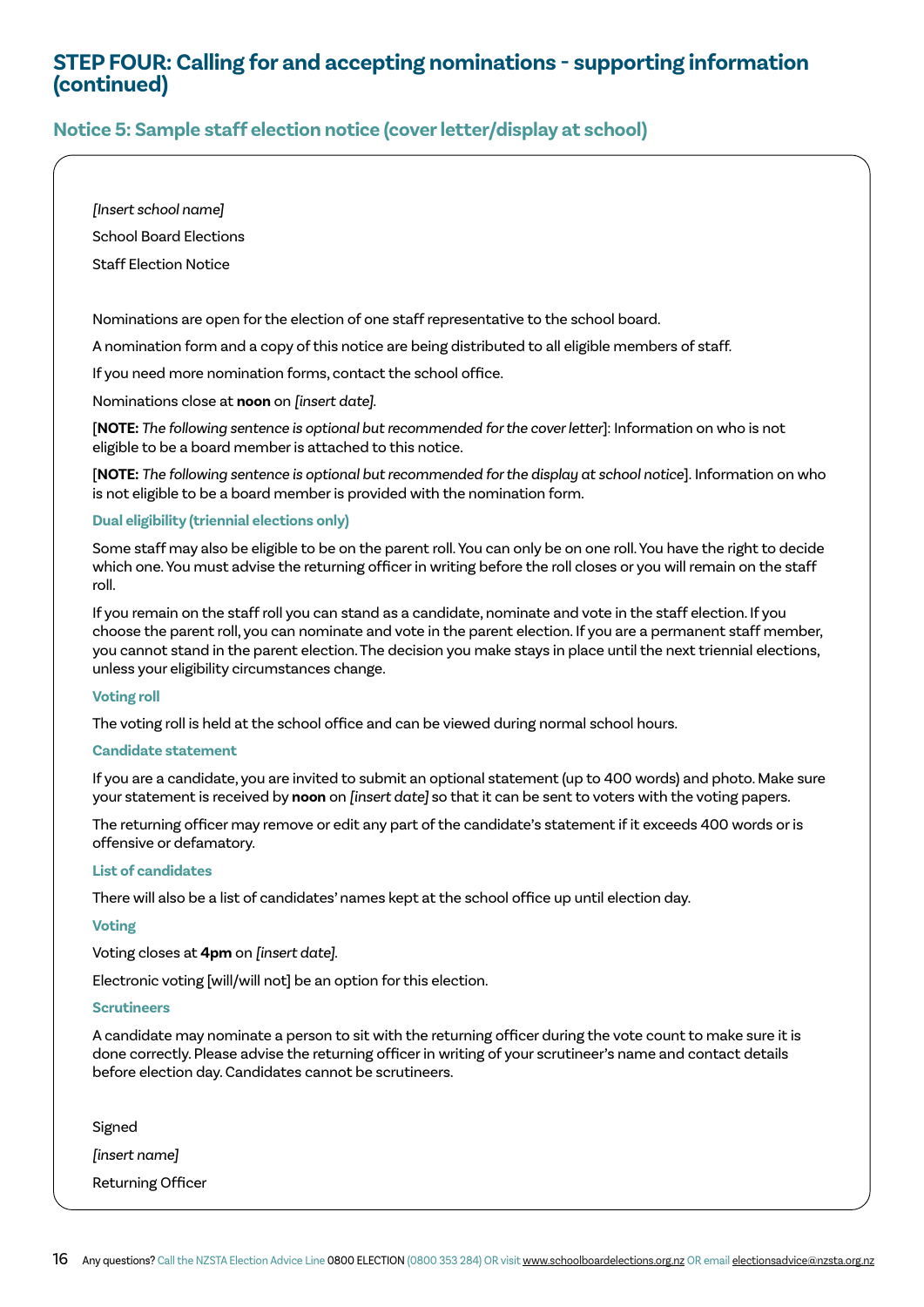## STEP FOUR: Calling for and accepting nominations - supporting information (continued)

### Notice 5: Sample staff election notice (cover letter/display at school)

*[Insert school name]*

School Board Elections

Staff Election Notice

Nominations are open for the election of one staff representative to the school board.

A nomination form and a copy of this notice are being distributed to all eligible members of staff.

If you need more nomination forms, contact the school office.

Nominations close at **noon** on *[insert date]*.

[**NOTE:** *The following sentence is optional but recommended for the cover letter*]: Information on who is not eligible to be a board member is attached to this notice.

[**NOTE:** *The following sentence is optional but recommended for the display at school notice*]. Information on who is not eligible to be a board member is provided with the nomination form.

**Dual eligibility (triennial elections only)**

Some staff may also be eligible to be on the parent roll. You can only be on one roll. You have the right to decide which one. You must advise the returning officer in writing before the roll closes or you will remain on the staff roll.

If you remain on the staff roll you can stand as a candidate, nominate and vote in the staff election. If you choose the parent roll, you can nominate and vote in the parent election. If you are a permanent staff member, you cannot stand in the parent election. The decision you make stays in place until the next triennial elections, unless your eligibility circumstances change.

**Voting roll**

The voting roll is held at the school office and can be viewed during normal school hours.

**Candidate statement**

If you are a candidate, you are invited to submit an optional statement (up to 400 words) and photo. Make sure your statement is received by **noon** on *[insert date]* so that it can be sent to voters with the voting papers.

The returning officer may remove or edit any part of the candidate's statement if it exceeds 400 words or is offensive or defamatory.

**List of candidates**

There will also be a list of candidates' names kept at the school office up until election day.

**Voting**

Voting closes at **4pm** on *[insert date]*.

Electronic voting [will/will not] be an option for this election.

**Scrutineers**

A candidate may nominate a person to sit with the returning officer during the vote count to make sure it is done correctly. Please advise the returning officer in writing of your scrutineer's name and contact details before election day. Candidates cannot be scrutineers.

Signed

*[insert name]*

Returning Officer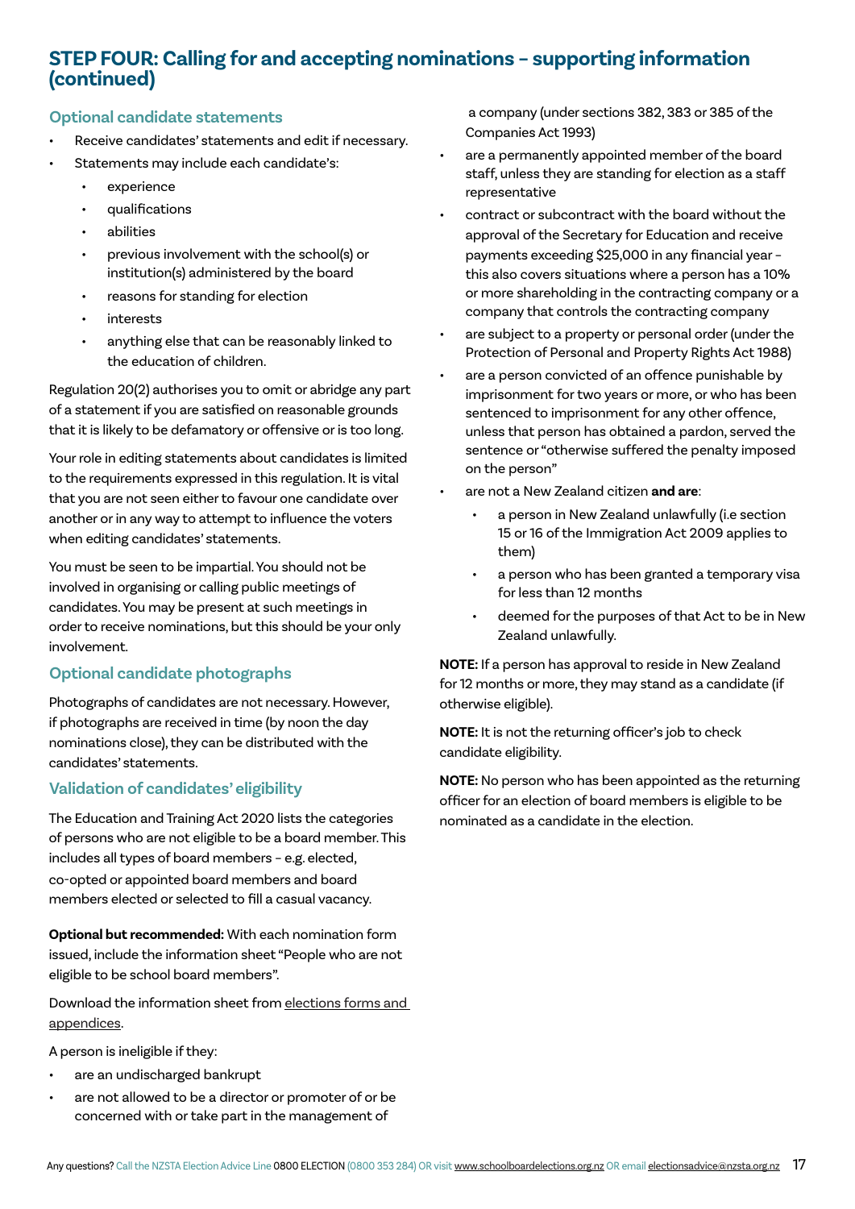## STEP FOUR: Calling for and accepting nominations – supporting information (continued)

### Optional candidate statements

- Receive candidates' statements and edit if necessary.
- Statements may include each candidate's:
  - experience
  - qualifications
  - abilities
  - previous involvement with the school(s) or institution(s) administered by the board
  - reasons for standing for election
  - interests
  - anything else that can be reasonably linked to the education of children.

Regulation 20(2) authorises you to omit or abridge any part of a statement if you are satisfied on reasonable grounds that it is likely to be defamatory or offensive or is too long.

Your role in editing statements about candidates is limited to the requirements expressed in this regulation. It is vital that you are not seen either to favour one candidate over another or in any way to attempt to influence the voters when editing candidates' statements.

You must be seen to be impartial. You should not be involved in organising or calling public meetings of candidates. You may be present at such meetings in order to receive nominations, but this should be your only involvement.

### Optional candidate photographs

Photographs of candidates are not necessary. However, if photographs are received in time (by noon the day nominations close), they can be distributed with the candidates' statements.

### Validation of candidates' eligibility

The Education and Training Act 2020 lists the categories of persons who are not eligible to be a board member. This includes all types of board members – e.g. elected, co-opted or appointed board members and board members elected or selected to fill a casual vacancy.

**Optional but recommended:** With each nomination form issued, include the information sheet "People who are not eligible to be school board members".

Download the information sheet from elections forms and appendices.

A person is ineligible if they:

- are an undischarged bankrupt
- are not allowed to be a director or promoter of or be concerned with or take part in the management of a company (under sections 382, 383 or 385 of the Companies Act 1993)
- are a permanently appointed member of the board staff, unless they are standing for election as a staff representative
- contract or subcontract with the board without the approval of the Secretary for Education and receive payments exceeding $25,000 in any financial year – this also covers situations where a person has a 10% or more shareholding in the contracting company or a company that controls the contracting company
- are subject to a property or personal order (under the Protection of Personal and Property Rights Act 1988)
- are a person convicted of an offence punishable by imprisonment for two years or more, or who has been sentenced to imprisonment for any other offence, unless that person has obtained a pardon, served the sentence or "otherwise suffered the penalty imposed on the person"
- are not a New Zealand citizen **and are**:
  - a person in New Zealand unlawfully (i.e section 15 or 16 of the Immigration Act 2009 applies to them)
  - a person who has been granted a temporary visa for less than 12 months
  - deemed for the purposes of that Act to be in New Zealand unlawfully.

**NOTE:** If a person has approval to reside in New Zealand for 12 months or more, they may stand as a candidate (if otherwise eligible).

**NOTE:** It is not the returning officer's job to check candidate eligibility.

**NOTE:** No person who has been appointed as the returning officer for an election of board members is eligible to be nominated as a candidate in the election.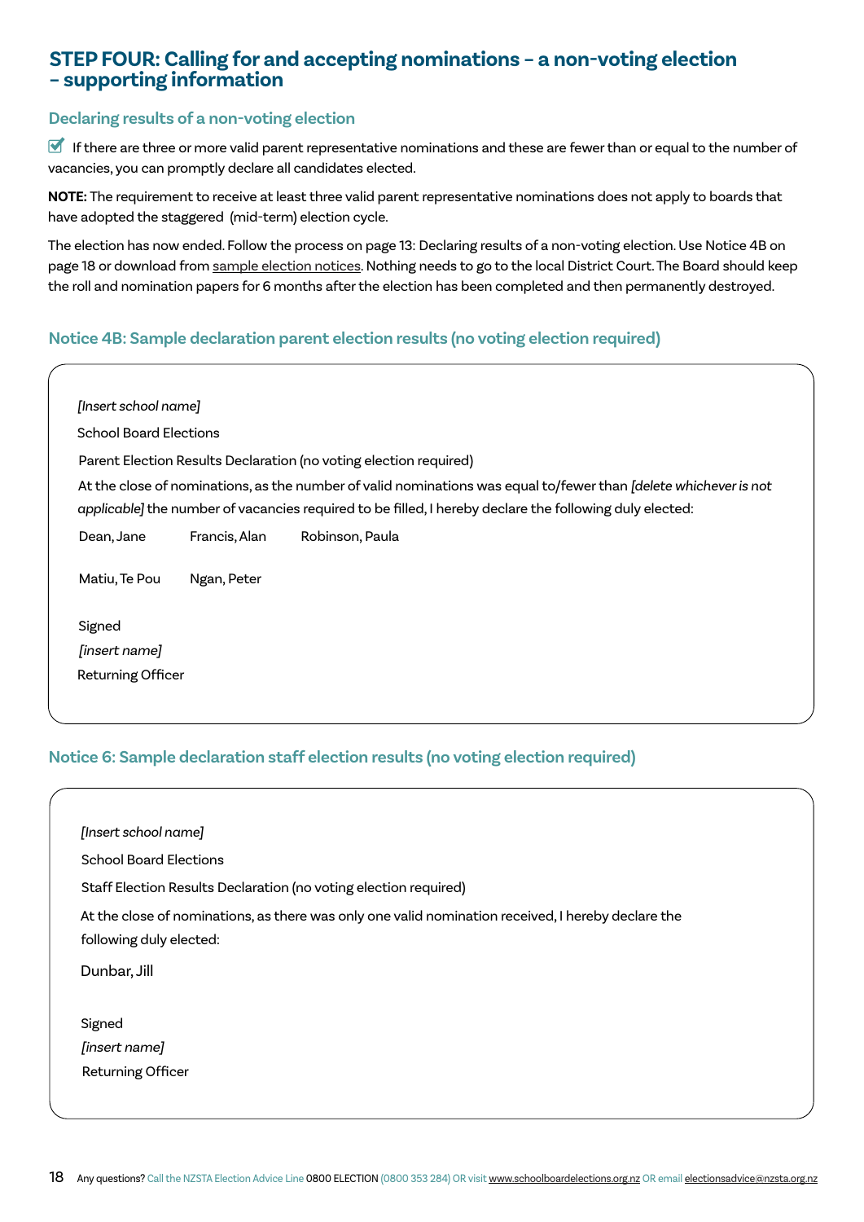## STEP FOUR: Calling for and accepting nominations – a non-voting election – supporting information

### Declaring results of a non-voting election

☑ If there are three or more valid parent representative nominations and these are fewer than or equal to the number of vacancies, you can promptly declare all candidates elected.

**NOTE:** The requirement to receive at least three valid parent representative nominations does not apply to boards that have adopted the staggered (mid-term) election cycle.

The election has now ended. Follow the process on page 13: Declaring results of a non-voting election. Use Notice 4B on page 18 or download from sample election notices. Nothing needs to go to the local District Court. The Board should keep the roll and nomination papers for 6 months after the election has been completed and then permanently destroyed.

### Notice 4B: Sample declaration parent election results (no voting election required)

*[Insert school name]*

School Board Elections

Parent Election Results Declaration (no voting election required)

At the close of nominations, as the number of valid nominations was equal to/fewer than *[delete whichever is not applicable]* the number of vacancies required to be filled, I hereby declare the following duly elected:

Dean, Jane    Francis, Alan    Robinson, Paula

Matiu, Te Pou    Ngan, Peter

Signed

*[insert name]*

Returning Officer

### Notice 6: Sample declaration staff election results (no voting election required)

*[Insert school name]*

School Board Elections

Staff Election Results Declaration (no voting election required)

At the close of nominations, as there was only one valid nomination received, I hereby declare the following duly elected:

Dunbar, Jill

Signed

*[insert name]*

Returning Officer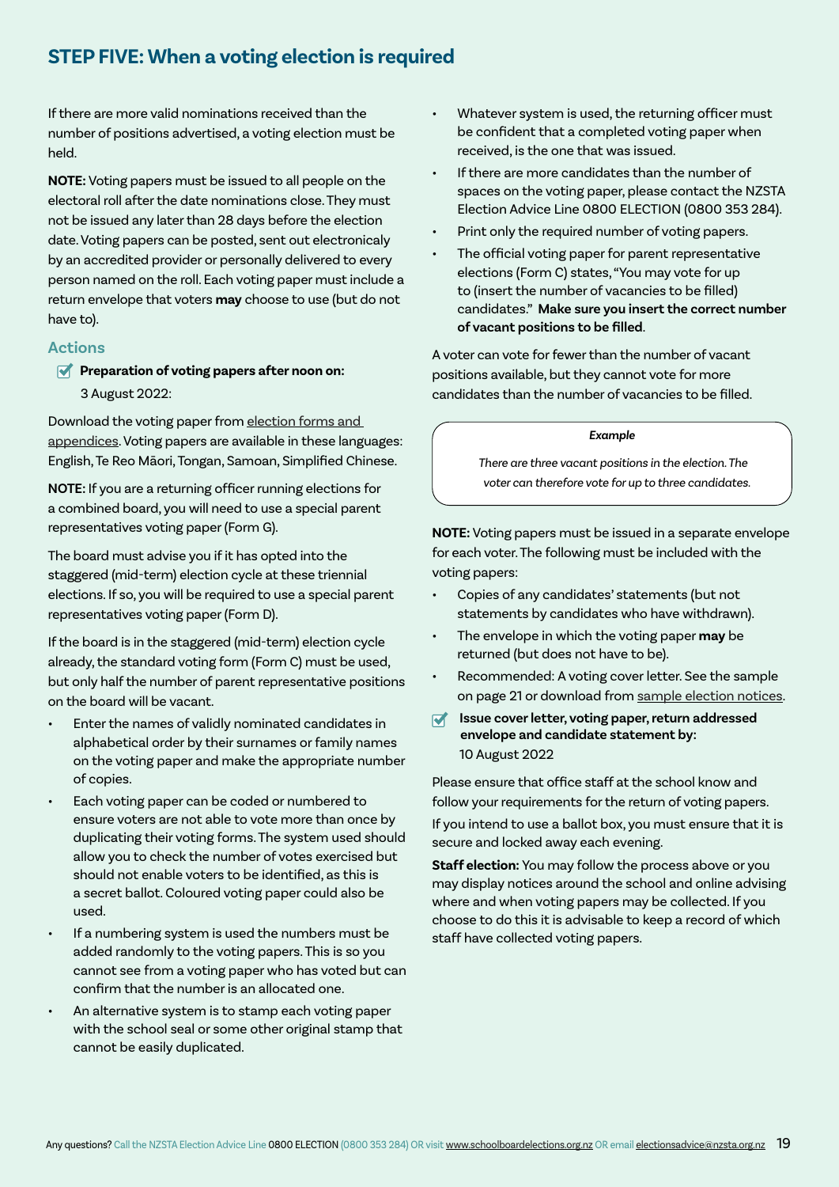## STEP FIVE: When a voting election is required

If there are more valid nominations received than the number of positions advertised, a voting election must be held.

**NOTE:** Voting papers must be issued to all people on the electoral roll after the date nominations close. They must not be issued any later than 28 days before the election date. Voting papers can be posted, sent out electronicaly by an accredited provider or personally delivered to every person named on the roll. Each voting paper must include a return envelope that voters **may** choose to use (but do not have to).

### Actions

- [x] **Preparation of voting papers after noon on:** 3 August 2022:

Download the voting paper from election forms and appendices. Voting papers are available in these languages: English, Te Reo Māori, Tongan, Samoan, Simplified Chinese.

**NOTE:** If you are a returning officer running elections for a combined board, you will need to use a special parent representatives voting paper (Form G).

The board must advise you if it has opted into the staggered (mid-term) election cycle at these triennial elections. If so, you will be required to use a special parent representatives voting paper (Form D).

If the board is in the staggered (mid-term) election cycle already, the standard voting form (Form C) must be used, but only half the number of parent representative positions on the board will be vacant.

- Enter the names of validly nominated candidates in alphabetical order by their surnames or family names on the voting paper and make the appropriate number of copies.
- Each voting paper can be coded or numbered to ensure voters are not able to vote more than once by duplicating their voting forms. The system used should allow you to check the number of votes exercised but should not enable voters to be identified, as this is a secret ballot. Coloured voting paper could also be used.
- If a numbering system is used the numbers must be added randomly to the voting papers. This is so you cannot see from a voting paper who has voted but can confirm that the number is an allocated one.
- An alternative system is to stamp each voting paper with the school seal or some other original stamp that cannot be easily duplicated.
- Whatever system is used, the returning officer must be confident that a completed voting paper when received, is the one that was issued.
- If there are more candidates than the number of spaces on the voting paper, please contact the NZSTA Election Advice Line 0800 ELECTION (0800 353 284).
- Print only the required number of voting papers.
- The official voting paper for parent representative elections (Form C) states, "You may vote for up to (insert the number of vacancies to be filled) candidates." **Make sure you insert the correct number of vacant positions to be filled**.

A voter can vote for fewer than the number of vacant positions available, but they cannot vote for more candidates than the number of vacancies to be filled.

> ***Example***
>
> *There are three vacant positions in the election. The voter can therefore vote for up to three candidates.*

**NOTE:** Voting papers must be issued in a separate envelope for each voter. The following must be included with the voting papers:

- Copies of any candidates' statements (but not statements by candidates who have withdrawn).
- The envelope in which the voting paper **may** be returned (but does not have to be).
- Recommended: A voting cover letter. See the sample on page 21 or download from sample election notices.

- [x] **Issue cover letter, voting paper, return addressed envelope and candidate statement by:** 10 August 2022

Please ensure that office staff at the school know and follow your requirements for the return of voting papers.

If you intend to use a ballot box, you must ensure that it is secure and locked away each evening.

**Staff election:** You may follow the process above or you may display notices around the school and online advising where and when voting papers may be collected. If you choose to do this it is advisable to keep a record of which staff have collected voting papers.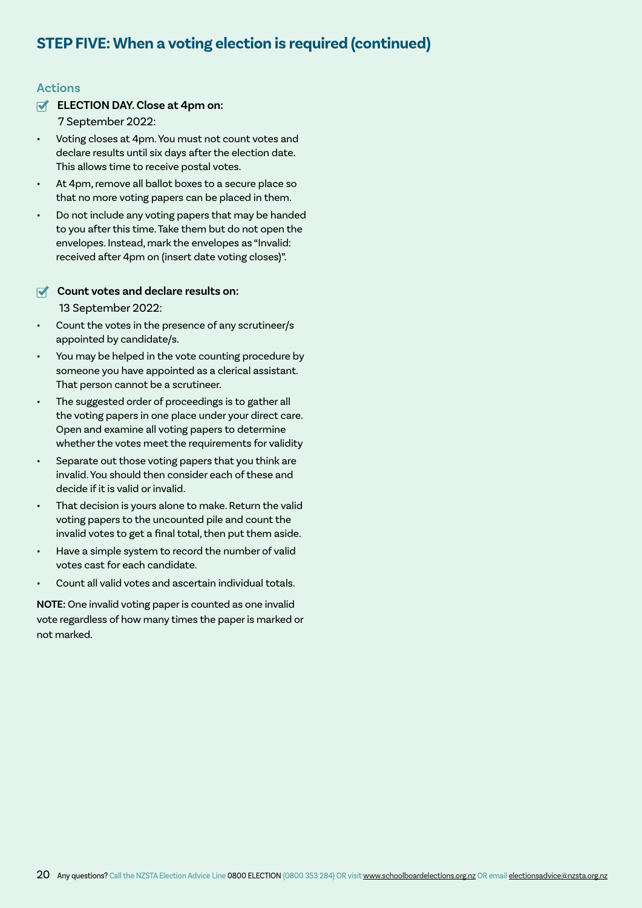## STEP FIVE: When a voting election is required (continued)

### Actions

- [x] **ELECTION DAY. Close at 4pm on:**
  7 September 2022:

- Voting closes at 4pm. You must not count votes and declare results until six days after the election date. This allows time to receive postal votes.
- At 4pm, remove all ballot boxes to a secure place so that no more voting papers can be placed in them.
- Do not include any voting papers that may be handed to you after this time. Take them but do not open the envelopes. Instead, mark the envelopes as "Invalid: received after 4pm on (insert date voting closes)".

- [x] **Count votes and declare results on:**
  13 September 2022:

- Count the votes in the presence of any scrutineer/s appointed by candidate/s.
- You may be helped in the vote counting procedure by someone you have appointed as a clerical assistant. That person cannot be a scrutineer.
- The suggested order of proceedings is to gather all the voting papers in one place under your direct care. Open and examine all voting papers to determine whether the votes meet the requirements for validity
- Separate out those voting papers that you think are invalid. You should then consider each of these and decide if it is valid or invalid.
- That decision is yours alone to make. Return the valid voting papers to the uncounted pile and count the invalid votes to get a final total, then put them aside.
- Have a simple system to record the number of valid votes cast for each candidate.
- Count all valid votes and ascertain individual totals.

**NOTE:** One invalid voting paper is counted as one invalid vote regardless of how many times the paper is marked or not marked.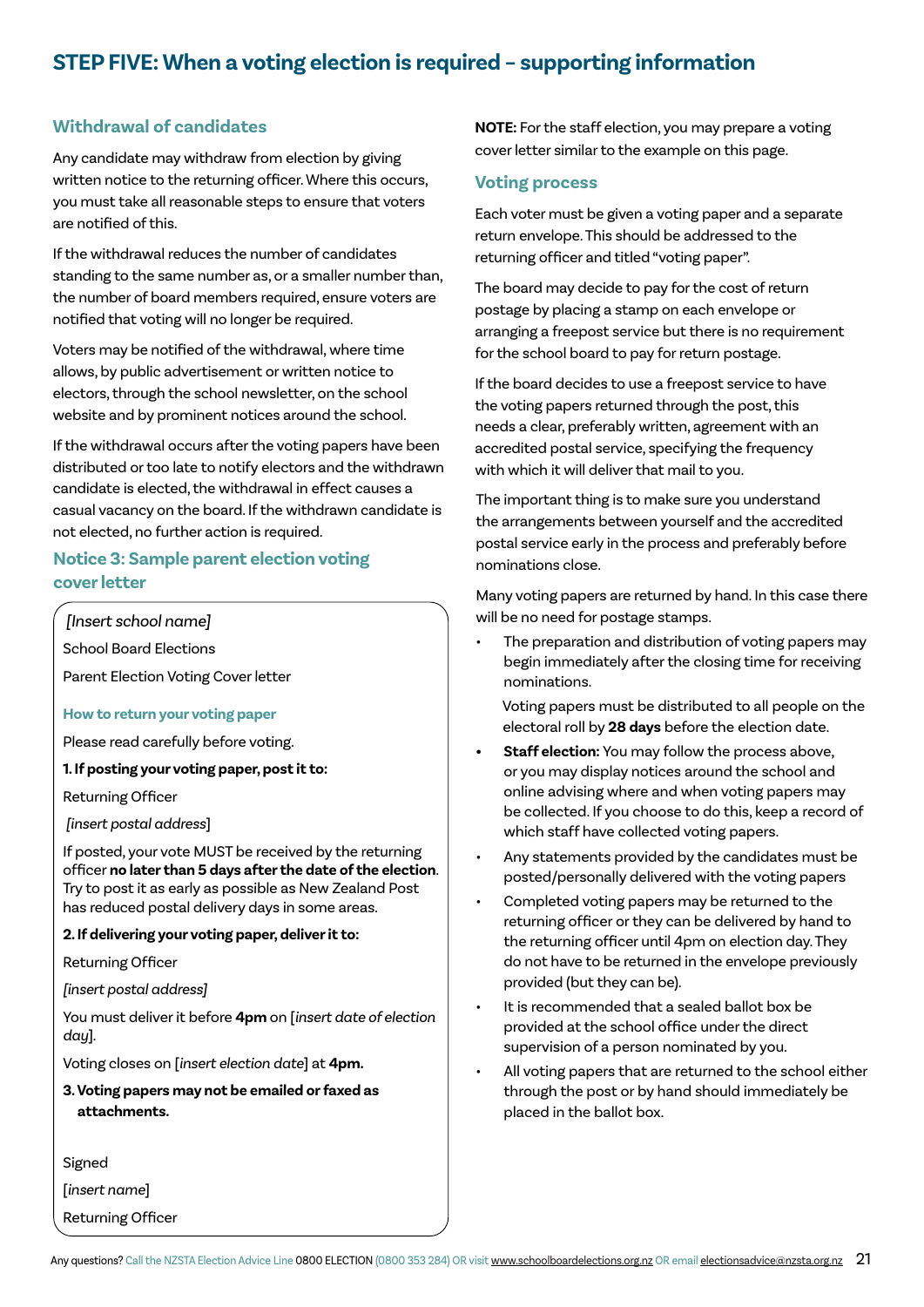## STEP FIVE: When a voting election is required – supporting information

### Withdrawal of candidates

Any candidate may withdraw from election by giving written notice to the returning officer. Where this occurs, you must take all reasonable steps to ensure that voters are notified of this.

If the withdrawal reduces the number of candidates standing to the same number as, or a smaller number than, the number of board members required, ensure voters are notified that voting will no longer be required.

Voters may be notified of the withdrawal, where time allows, by public advertisement or written notice to electors, through the school newsletter, on the school website and by prominent notices around the school.

If the withdrawal occurs after the voting papers have been distributed or too late to notify electors and the withdrawn candidate is elected, the withdrawal in effect causes a casual vacancy on the board. If the withdrawn candidate is not elected, no further action is required.

### Notice 3: Sample parent election voting cover letter

*[Insert school name]*

School Board Elections

Parent Election Voting Cover letter

**How to return your voting paper**

Please read carefully before voting.

**1. If posting your voting paper, post it to:**

Returning Officer

[*insert postal address*]

If posted, your vote MUST be received by the returning officer **no later than 5 days after the date of the election**. Try to post it as early as possible as New Zealand Post has reduced postal delivery days in some areas.

**2. If delivering your voting paper, deliver it to:**

Returning Officer

*[insert postal address]*

You must deliver it before **4pm** on [*insert date of election day*].

Voting closes on [*insert election date*] at **4pm.**

**3. Voting papers may not be emailed or faxed as attachments.**

Signed

[*insert name*]

Returning Officer

**NOTE:** For the staff election, you may prepare a voting cover letter similar to the example on this page.

### Voting process

Each voter must be given a voting paper and a separate return envelope. This should be addressed to the returning officer and titled "voting paper".

The board may decide to pay for the cost of return postage by placing a stamp on each envelope or arranging a freepost service but there is no requirement for the school board to pay for return postage.

If the board decides to use a freepost service to have the voting papers returned through the post, this needs a clear, preferably written, agreement with an accredited postal service, specifying the frequency with which it will deliver that mail to you.

The important thing is to make sure you understand the arrangements between yourself and the accredited postal service early in the process and preferably before nominations close.

Many voting papers are returned by hand. In this case there will be no need for postage stamps.

- The preparation and distribution of voting papers may begin immediately after the closing time for receiving nominations.

  Voting papers must be distributed to all people on the electoral roll by **28 days** before the election date.
- **Staff election:** You may follow the process above, or you may display notices around the school and online advising where and when voting papers may be collected. If you choose to do this, keep a record of which staff have collected voting papers.
- Any statements provided by the candidates must be posted/personally delivered with the voting papers
- Completed voting papers may be returned to the returning officer or they can be delivered by hand to the returning officer until 4pm on election day. They do not have to be returned in the envelope previously provided (but they can be).
- It is recommended that a sealed ballot box be provided at the school office under the direct supervision of a person nominated by you.
- All voting papers that are returned to the school either through the post or by hand should immediately be placed in the ballot box.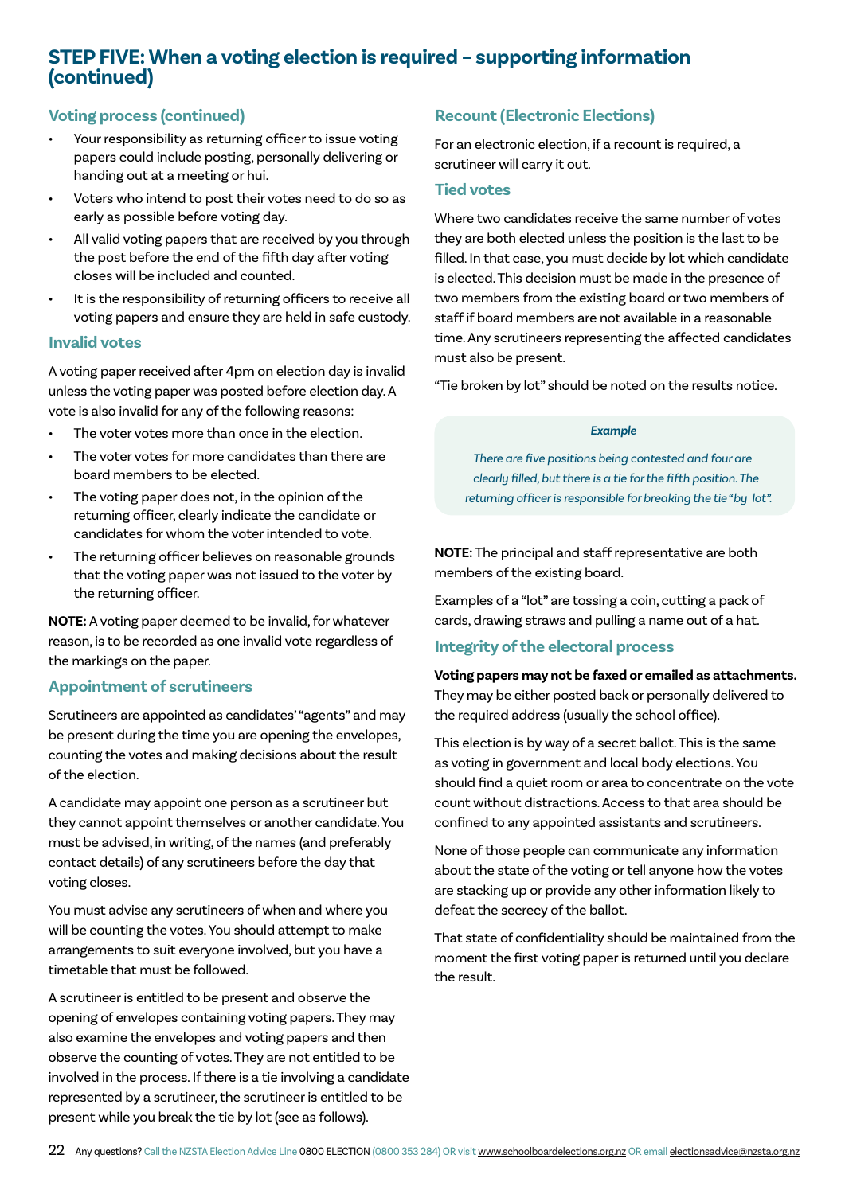## STEP FIVE: When a voting election is required – supporting information (continued)

### Voting process (continued)

- Your responsibility as returning officer to issue voting papers could include posting, personally delivering or handing out at a meeting or hui.
- Voters who intend to post their votes need to do so as early as possible before voting day.
- All valid voting papers that are received by you through the post before the end of the fifth day after voting closes will be included and counted.
- It is the responsibility of returning officers to receive all voting papers and ensure they are held in safe custody.

### Invalid votes

A voting paper received after 4pm on election day is invalid unless the voting paper was posted before election day. A vote is also invalid for any of the following reasons:

- The voter votes more than once in the election.
- The voter votes for more candidates than there are board members to be elected.
- The voting paper does not, in the opinion of the returning officer, clearly indicate the candidate or candidates for whom the voter intended to vote.
- The returning officer believes on reasonable grounds that the voting paper was not issued to the voter by the returning officer.

**NOTE:** A voting paper deemed to be invalid, for whatever reason, is to be recorded as one invalid vote regardless of the markings on the paper.

### Appointment of scrutineers

Scrutineers are appointed as candidates' "agents" and may be present during the time you are opening the envelopes, counting the votes and making decisions about the result of the election.

A candidate may appoint one person as a scrutineer but they cannot appoint themselves or another candidate. You must be advised, in writing, of the names (and preferably contact details) of any scrutineers before the day that voting closes.

You must advise any scrutineers of when and where you will be counting the votes. You should attempt to make arrangements to suit everyone involved, but you have a timetable that must be followed.

A scrutineer is entitled to be present and observe the opening of envelopes containing voting papers. They may also examine the envelopes and voting papers and then observe the counting of votes. They are not entitled to be involved in the process. If there is a tie involving a candidate represented by a scrutineer, the scrutineer is entitled to be present while you break the tie by lot (see as follows).

### Recount (Electronic Elections)

For an electronic election, if a recount is required, a scrutineer will carry it out.

### Tied votes

Where two candidates receive the same number of votes they are both elected unless the position is the last to be filled. In that case, you must decide by lot which candidate is elected. This decision must be made in the presence of two members from the existing board or two members of staff if board members are not available in a reasonable time. Any scrutineers representing the affected candidates must also be present.

"Tie broken by lot" should be noted on the results notice.

> ***Example***
>
> *There are five positions being contested and four are clearly filled, but there is a tie for the fifth position. The returning officer is responsible for breaking the tie "by lot".*

**NOTE:** The principal and staff representative are both members of the existing board.

Examples of a "lot" are tossing a coin, cutting a pack of cards, drawing straws and pulling a name out of a hat.

### Integrity of the electoral process

**Voting papers may not be faxed or emailed as attachments.** They may be either posted back or personally delivered to the required address (usually the school office).

This election is by way of a secret ballot. This is the same as voting in government and local body elections. You should find a quiet room or area to concentrate on the vote count without distractions. Access to that area should be confined to any appointed assistants and scrutineers.

None of those people can communicate any information about the state of the voting or tell anyone how the votes are stacking up or provide any other information likely to defeat the secrecy of the ballot.

That state of confidentiality should be maintained from the moment the first voting paper is returned until you declare the result.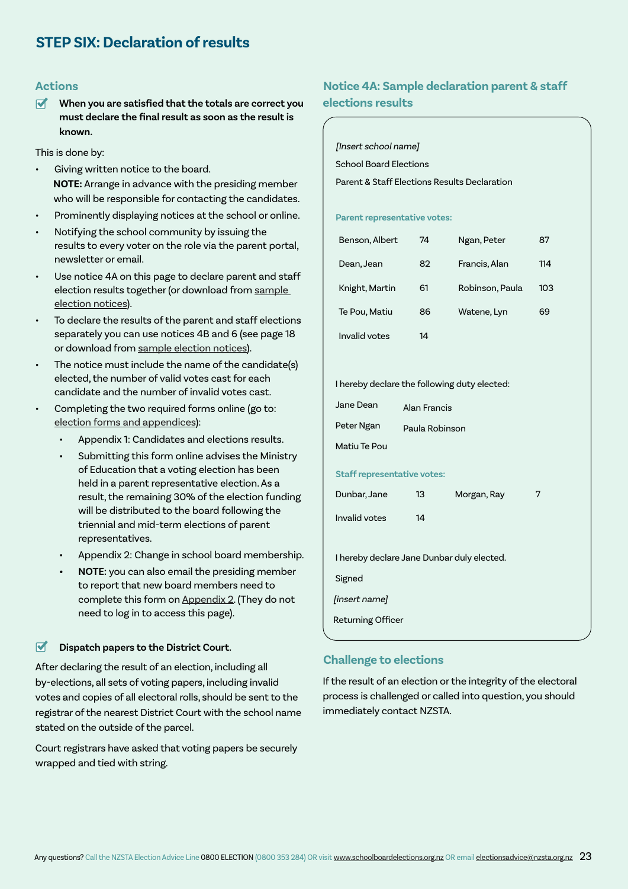## STEP SIX: Declaration of results

### Actions

☑ **When you are satisfied that the totals are correct you must declare the final result as soon as the result is known.**

This is done by:

- Giving written notice to the board.
  **NOTE:** Arrange in advance with the presiding member who will be responsible for contacting the candidates.
- Prominently displaying notices at the school or online.
- Notifying the school community by issuing the results to every voter on the role via the parent portal, newsletter or email.
- Use notice 4A on this page to declare parent and staff election results together (or download from sample election notices).
- To declare the results of the parent and staff elections separately you can use notices 4B and 6 (see page 18 or download from sample election notices).
- The notice must include the name of the candidate(s) elected, the number of valid votes cast for each candidate and the number of invalid votes cast.
- Completing the two required forms online (go to: election forms and appendices):
  - Appendix 1: Candidates and elections results.
  - Submitting this form online advises the Ministry of Education that a voting election has been held in a parent representative election. As a result, the remaining 30% of the election funding will be distributed to the board following the triennial and mid-term elections of parent representatives.
  - Appendix 2: Change in school board membership.
  - **NOTE:** you can also email the presiding member to report that new board members need to complete this form on Appendix 2. (They do not need to log in to access this page).

☑ **Dispatch papers to the District Court.**

After declaring the result of an election, including all by-elections, all sets of voting papers, including invalid votes and copies of all electoral rolls, should be sent to the registrar of the nearest District Court with the school name stated on the outside of the parcel.

Court registrars have asked that voting papers be securely wrapped and tied with string.

### Notice 4A: Sample declaration parent & staff elections results

*[Insert school name]*

School Board Elections

Parent & Staff Elections Results Declaration

**Parent representative votes:**

| | | | |
|---|---|---|---|
| Benson, Albert | 74 | Ngan, Peter | 87 |
| Dean, Jean | 82 | Francis, Alan | 114 |
| Knight, Martin | 61 | Robinson, Paula | 103 |
| Te Pou, Matiu | 86 | Watene, Lyn | 69 |
| Invalid votes | 14 | | |

I hereby declare the following duty elected:

Jane Dean — Alan Francis

Peter Ngan — Paula Robinson

Matiu Te Pou

**Staff representative votes:**

| | | | |
|---|---|---|---|
| Dunbar, Jane | 13 | Morgan, Ray | 7 |
| Invalid votes | 14 | | |

I hereby declare Jane Dunbar duly elected.

Signed

*[insert name]*

Returning Officer

### Challenge to elections

If the result of an election or the integrity of the electoral process is challenged or called into question, you should immediately contact NZSTA.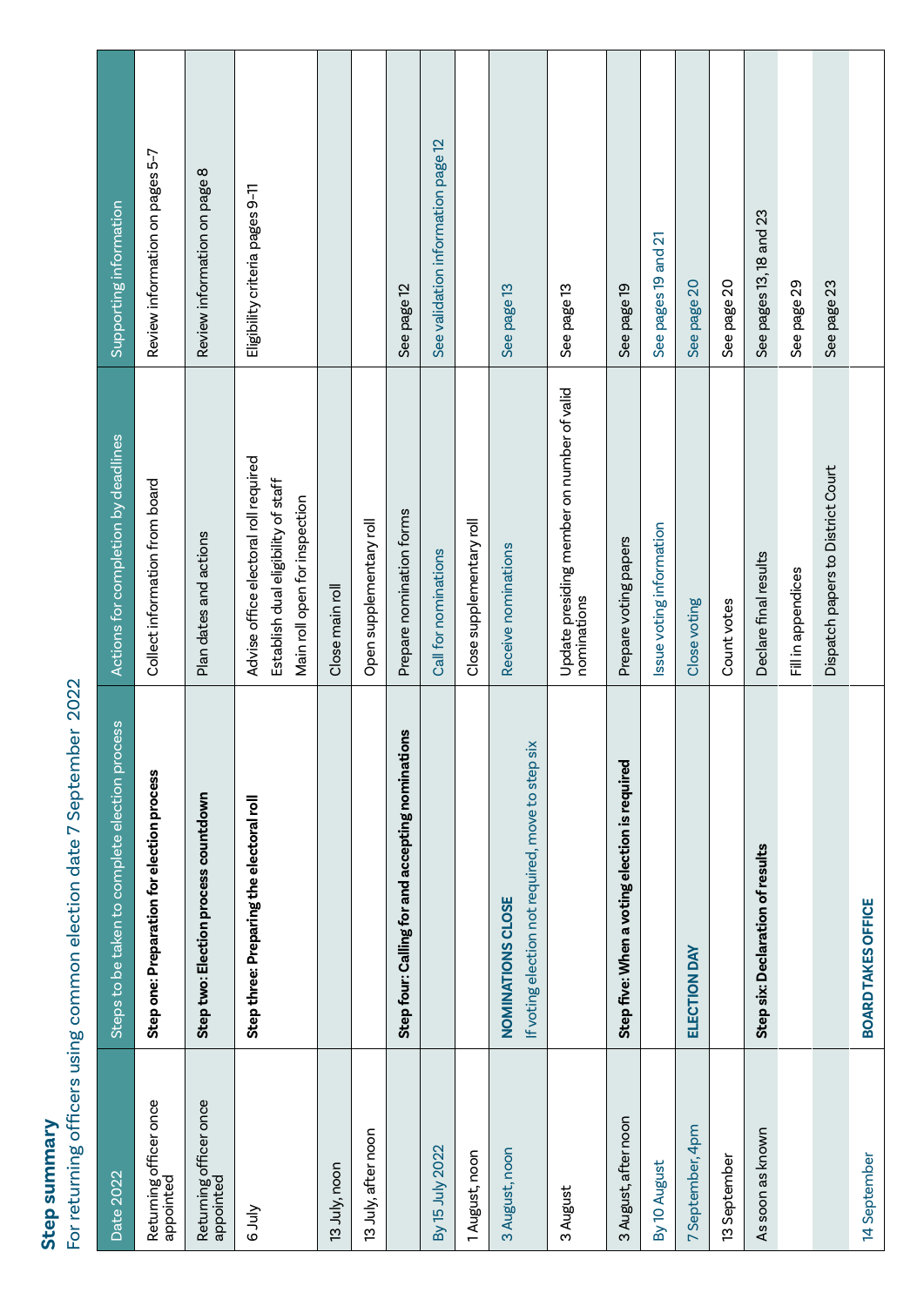## Step summary

For returning officers using common election date 7 September 2022

| Date 2022 | Steps to be taken to complete election process | Actions for completion by deadlines | Supporting information |
|---|---|---|---|
| Returning officer once appointed | **Step one: Preparation for election process** | Collect information from board | Review information on pages 5–7 |
| Returning officer once appointed | **Step two: Election process countdown** | Plan dates and actions | Review information on page 8 |
| 6 July | **Step three: Preparing the electoral roll** | Advise office electoral roll required<br>Establish dual eligibility of staff<br>Main roll open for inspection | Eligibility criteria pages 9–11 |
| 13 July, noon | | Close main roll | |
| 13 July, after noon | | Open supplementary roll | |
| | **Step four: Calling for and accepting nominations** | Prepare nomination forms | See page 12 |
| By 15 July 2022 | | Call for nominations | See validation information page 12 |
| 1 August, noon | | Close supplementary roll | |
| 3 August, noon | **NOMINATIONS CLOSE**<br>If voting election not required, move to step six | Receive nominations | See page 13 |
| 3 August | | Update presiding member on number of valid nominations | See page 13 |
| 3 August, after noon | **Step five: When a voting election is required** | Prepare voting papers | See page 19 |
| By 10 August | | Issue voting information | See pages 19 and 21 |
| 7 September, 4pm | **ELECTION DAY** | Close voting | See page 20 |
| 13 September | | Count votes | See page 20 |
| As soon as known | **Step six: Declaration of results** | Declare final results | See pages 13, 18 and 23 |
| | | Fill in appendices | See page 29 |
| | | Dispatch papers to District Court | See page 23 |
| 14 September | **BOARD TAKES OFFICE** | | |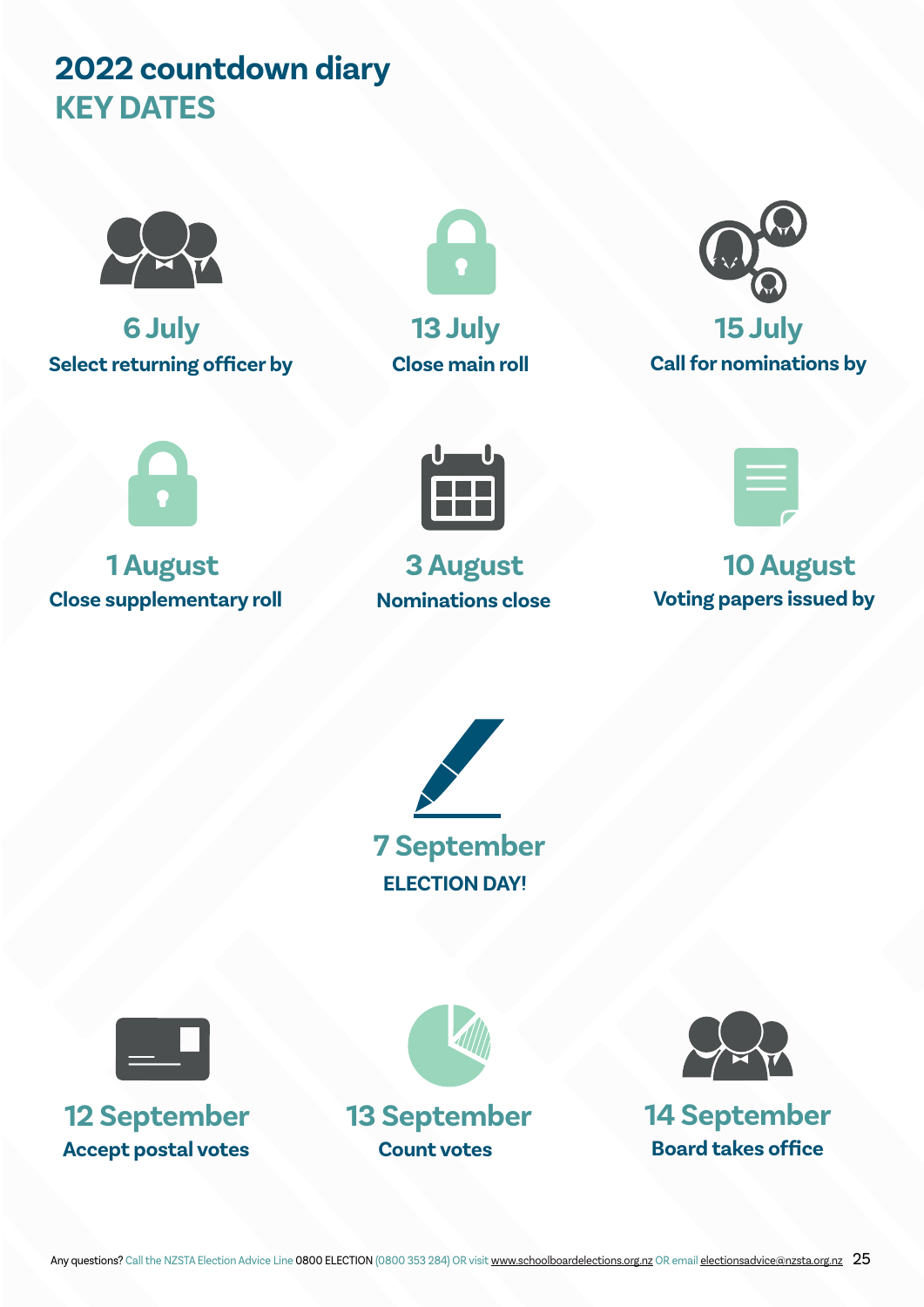# 2022 countdown diary
## KEY DATES

**6 July**
Select returning officer by

**13 July**
Close main roll

**15 July**
Call for nominations by

**1 August**
Close supplementary roll

**3 August**
Nominations close

**10 August**
Voting papers issued by

**7 September**
ELECTION DAY!

**12 September**
Accept postal votes

**13 September**
Count votes

**14 September**
Board takes office

Any questions? Call the NZSTA Election Advice Line 0800 ELECTION (0800 353 284) OR visit www.schoolboardelections.org.nz OR email electionsadvice@nzsta.org.nz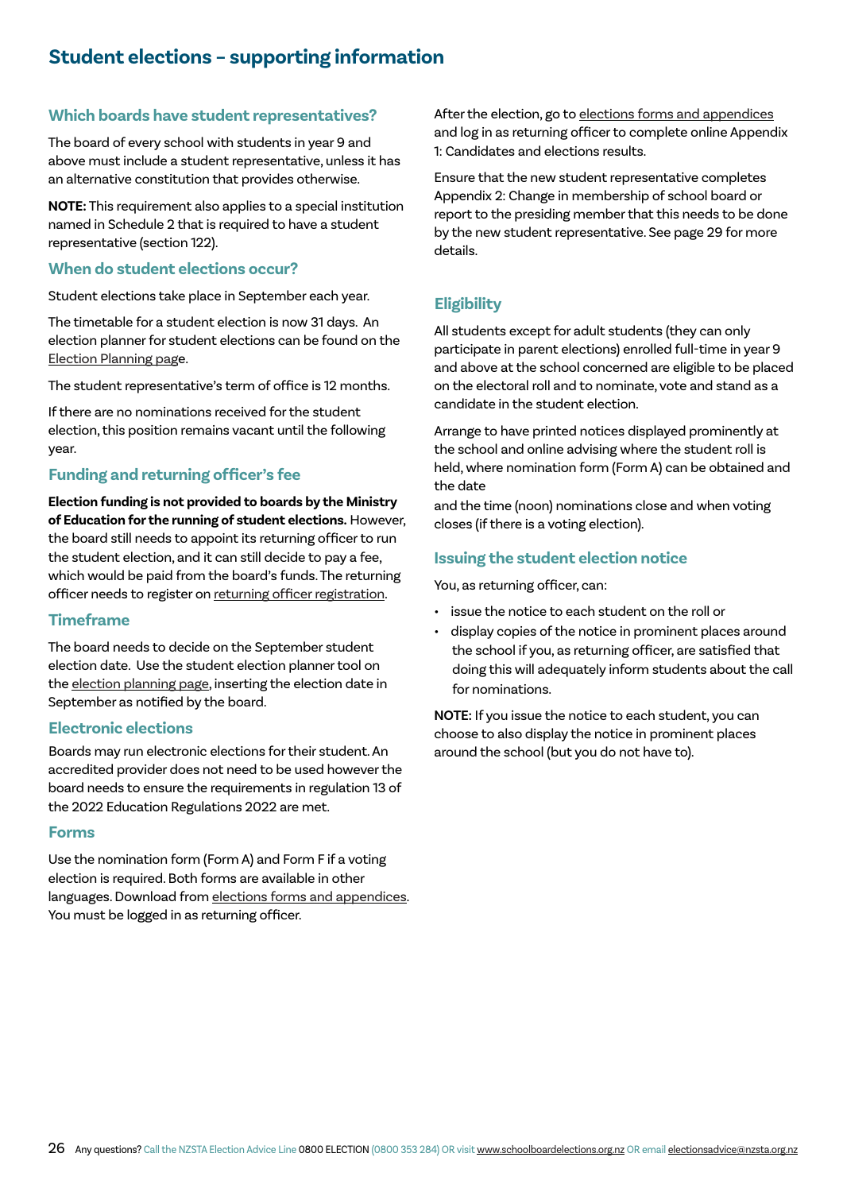# Student elections – supporting information

## Which boards have student representatives?

The board of every school with students in year 9 and above must include a student representative, unless it has an alternative constitution that provides otherwise.

**NOTE:** This requirement also applies to a special institution named in Schedule 2 that is required to have a student representative (section 122).

## When do student elections occur?

Student elections take place in September each year.

The timetable for a student election is now 31 days. An election planner for student elections can be found on the Election Planning page.

The student representative's term of office is 12 months.

If there are no nominations received for the student election, this position remains vacant until the following year.

## Funding and returning officer's fee

**Election funding is not provided to boards by the Ministry of Education for the running of student elections.** However, the board still needs to appoint its returning officer to run the student election, and it can still decide to pay a fee, which would be paid from the board's funds. The returning officer needs to register on returning officer registration.

## Timeframe

The board needs to decide on the September student election date. Use the student election planner tool on the election planning page, inserting the election date in September as notified by the board.

## Electronic elections

Boards may run electronic elections for their student. An accredited provider does not need to be used however the board needs to ensure the requirements in regulation 13 of the 2022 Education Regulations 2022 are met.

## Forms

Use the nomination form (Form A) and Form F if a voting election is required. Both forms are available in other languages. Download from elections forms and appendices. You must be logged in as returning officer.

After the election, go to elections forms and appendices and log in as returning officer to complete online Appendix 1: Candidates and elections results.

Ensure that the new student representative completes Appendix 2: Change in membership of school board or report to the presiding member that this needs to be done by the new student representative. See page 29 for more details.

## Eligibility

All students except for adult students (they can only participate in parent elections) enrolled full-time in year 9 and above at the school concerned are eligible to be placed on the electoral roll and to nominate, vote and stand as a candidate in the student election.

Arrange to have printed notices displayed prominently at the school and online advising where the student roll is held, where nomination form (Form A) can be obtained and the date and the time (noon) nominations close and when voting closes (if there is a voting election).

## Issuing the student election notice

You, as returning officer, can:

- issue the notice to each student on the roll or
- display copies of the notice in prominent places around the school if you, as returning officer, are satisfied that doing this will adequately inform students about the call for nominations.

**NOTE:** If you issue the notice to each student, you can choose to also display the notice in prominent places around the school (but you do not have to).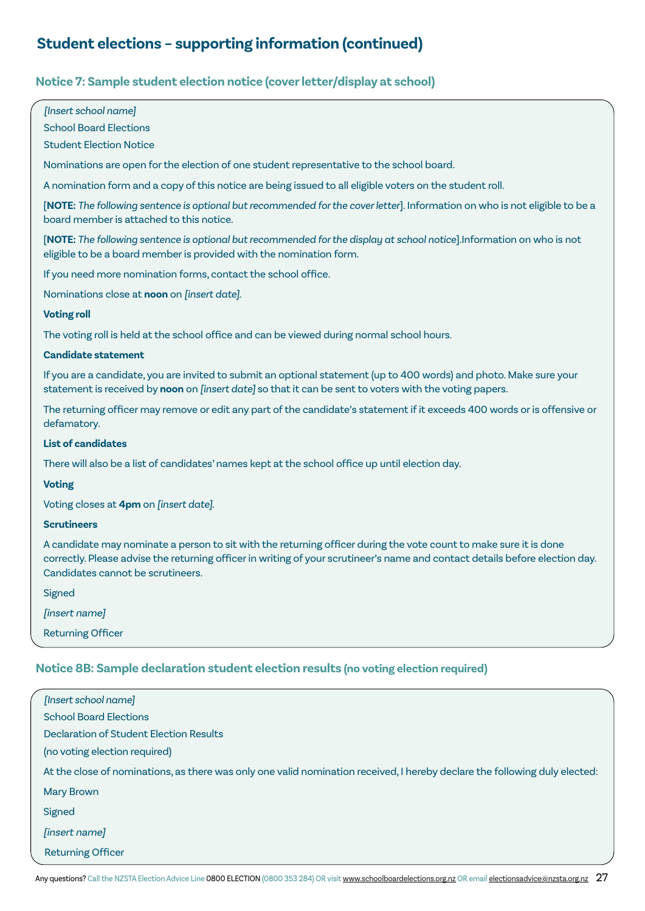# Student elections – supporting information (continued)

## Notice 7: Sample student election notice (cover letter/display at school)

*[Insert school name]*

School Board Elections

Student Election Notice

Nominations are open for the election of one student representative to the school board.

A nomination form and a copy of this notice are being issued to all eligible voters on the student roll.

[**NOTE:** *The following sentence is optional but recommended for the cover letter*]. Information on who is not eligible to be a board member is attached to this notice.

[**NOTE:** *The following sentence is optional but recommended for the display at school notice*].Information on who is not eligible to be a board member is provided with the nomination form.

If you need more nomination forms, contact the school office.

Nominations close at **noon** on *[insert date]*.

**Voting roll**

The voting roll is held at the school office and can be viewed during normal school hours.

**Candidate statement**

If you are a candidate, you are invited to submit an optional statement (up to 400 words) and photo. Make sure your statement is received by **noon** on *[insert date]* so that it can be sent to voters with the voting papers.

The returning officer may remove or edit any part of the candidate's statement if it exceeds 400 words or is offensive or defamatory.

**List of candidates**

There will also be a list of candidates' names kept at the school office up until election day.

**Voting**

Voting closes at **4pm** on *[insert date]*.

**Scrutineers**

A candidate may nominate a person to sit with the returning officer during the vote count to make sure it is done correctly. Please advise the returning officer in writing of your scrutineer's name and contact details before election day. Candidates cannot be scrutineers.

Signed

*[insert name]*

Returning Officer

## Notice 8B: Sample declaration student election results (no voting election required)

*[Insert school name]*

School Board Elections

Declaration of Student Election Results

(no voting election required)

At the close of nominations, as there was only one valid nomination received, I hereby declare the following duly elected:

Mary Brown

Signed

*[insert name]*

Returning Officer

Any questions? Call the NZSTA Election Advice Line 0800 ELECTION (0800 353 284) OR visit www.schoolboardelections.org.nz OR email electionsadvice@nzsta.org.nz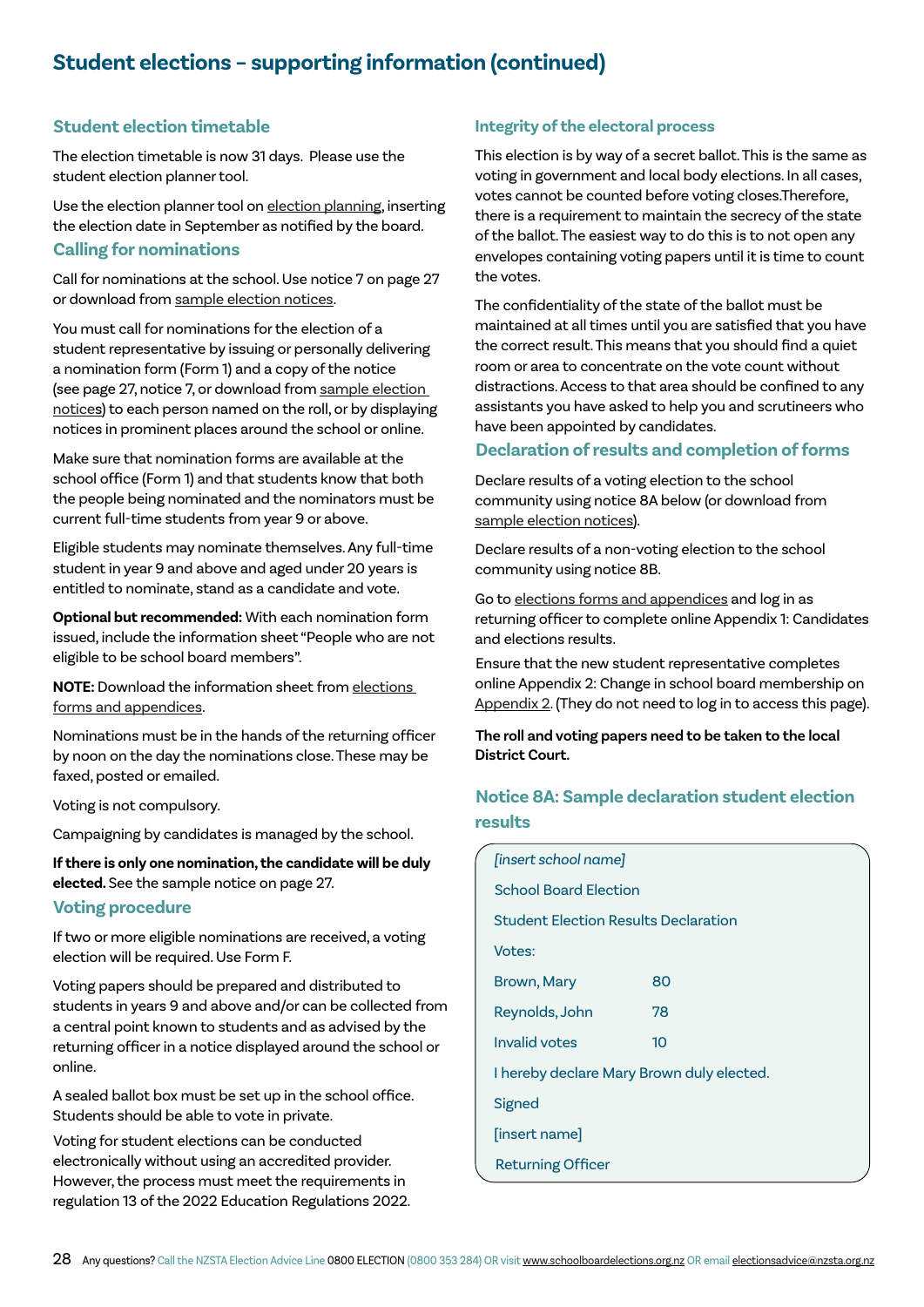## Student elections – supporting information (continued)

### Student election timetable

The election timetable is now 31 days. Please use the student election planner tool.

Use the election planner tool on election planning, inserting the election date in September as notified by the board.

### Calling for nominations

Call for nominations at the school. Use notice 7 on page 27 or download from sample election notices.

You must call for nominations for the election of a student representative by issuing or personally delivering a nomination form (Form 1) and a copy of the notice (see page 27, notice 7, or download from sample election notices) to each person named on the roll, or by displaying notices in prominent places around the school or online.

Make sure that nomination forms are available at the school office (Form 1) and that students know that both the people being nominated and the nominators must be current full-time students from year 9 or above.

Eligible students may nominate themselves. Any full-time student in year 9 and above and aged under 20 years is entitled to nominate, stand as a candidate and vote.

**Optional but recommended:** With each nomination form issued, include the information sheet "People who are not eligible to be school board members".

**NOTE:** Download the information sheet from elections forms and appendices.

Nominations must be in the hands of the returning officer by noon on the day the nominations close. These may be faxed, posted or emailed.

Voting is not compulsory.

Campaigning by candidates is managed by the school.

**If there is only one nomination, the candidate will be duly elected.** See the sample notice on page 27.

### Voting procedure

If two or more eligible nominations are received, a voting election will be required. Use Form F.

Voting papers should be prepared and distributed to students in years 9 and above and/or can be collected from a central point known to students and as advised by the returning officer in a notice displayed around the school or online.

A sealed ballot box must be set up in the school office. Students should be able to vote in private.

Voting for student elections can be conducted electronically without using an accredited provider. However, the process must meet the requirements in regulation 13 of the 2022 Education Regulations 2022.

### Integrity of the electoral process

This election is by way of a secret ballot. This is the same as voting in government and local body elections. In all cases, votes cannot be counted before voting closes.Therefore, there is a requirement to maintain the secrecy of the state of the ballot. The easiest way to do this is to not open any envelopes containing voting papers until it is time to count the votes.

The confidentiality of the state of the ballot must be maintained at all times until you are satisfied that you have the correct result. This means that you should find a quiet room or area to concentrate on the vote count without distractions. Access to that area should be confined to any assistants you have asked to help you and scrutineers who have been appointed by candidates.

### Declaration of results and completion of forms

Declare results of a voting election to the school community using notice 8A below (or download from sample election notices).

Declare results of a non-voting election to the school community using notice 8B.

Go to elections forms and appendices and log in as returning officer to complete online Appendix 1: Candidates and elections results.

Ensure that the new student representative completes online Appendix 2: Change in school board membership on Appendix 2. (They do not need to log in to access this page).

**The roll and voting papers need to be taken to the local District Court.**

### Notice 8A: Sample declaration student election results

*[insert school name]*

School Board Election

Student Election Results Declaration

Votes:

| | |
|---|---|
| Brown, Mary | 80 |
| Reynolds, John | 78 |
| Invalid votes | 10 |

I hereby declare Mary Brown duly elected.

Signed

[insert name]

Returning Officer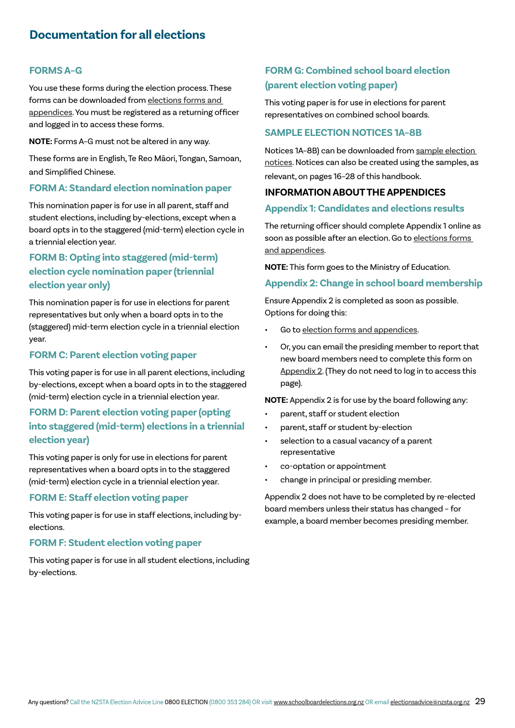# Documentation for all elections

## FORMS A–G

You use these forms during the election process. These forms can be downloaded from elections forms and appendices. You must be registered as a returning officer and logged in to access these forms.

**NOTE:** Forms A–G must not be altered in any way.

These forms are in English, Te Reo Māori, Tongan, Samoan, and Simplified Chinese.

### FORM A: Standard election nomination paper

This nomination paper is for use in all parent, staff and student elections, including by-elections, except when a board opts in to the staggered (mid-term) election cycle in a triennial election year.

### FORM B: Opting into staggered (mid-term) election cycle nomination paper (triennial election year only)

This nomination paper is for use in elections for parent representatives but only when a board opts in to the (staggered) mid-term election cycle in a triennial election year.

### FORM C: Parent election voting paper

This voting paper is for use in all parent elections, including by-elections, except when a board opts in to the staggered (mid-term) election cycle in a triennial election year.

### FORM D: Parent election voting paper (opting into staggered (mid-term) elections in a triennial election year)

This voting paper is only for use in elections for parent representatives when a board opts in to the staggered (mid-term) election cycle in a triennial election year.

### FORM E: Staff election voting paper

This voting paper is for use in staff elections, including by-elections.

### FORM F: Student election voting paper

This voting paper is for use in all student elections, including by-elections.

### FORM G: Combined school board election (parent election voting paper)

This voting paper is for use in elections for parent representatives on combined school boards.

## SAMPLE ELECTION NOTICES 1A–8B

Notices 1A–8B) can be downloaded from sample election notices. Notices can also be created using the samples, as relevant, on pages 16–28 of this handbook.

## INFORMATION ABOUT THE APPENDICES

### Appendix 1: Candidates and elections results

The returning officer should complete Appendix 1 online as soon as possible after an election. Go to elections forms and appendices.

**NOTE:** This form goes to the Ministry of Education.

### Appendix 2: Change in school board membership

Ensure Appendix 2 is completed as soon as possible. Options for doing this:

- Go to election forms and appendices.
- Or, you can email the presiding member to report that new board members need to complete this form on Appendix 2. (They do not need to log in to access this page).

**NOTE:** Appendix 2 is for use by the board following any:

- parent, staff or student election
- parent, staff or student by-election
- selection to a casual vacancy of a parent representative
- co-optation or appointment
- change in principal or presiding member.

Appendix 2 does not have to be completed by re-elected board members unless their status has changed – for example, a board member becomes presiding member.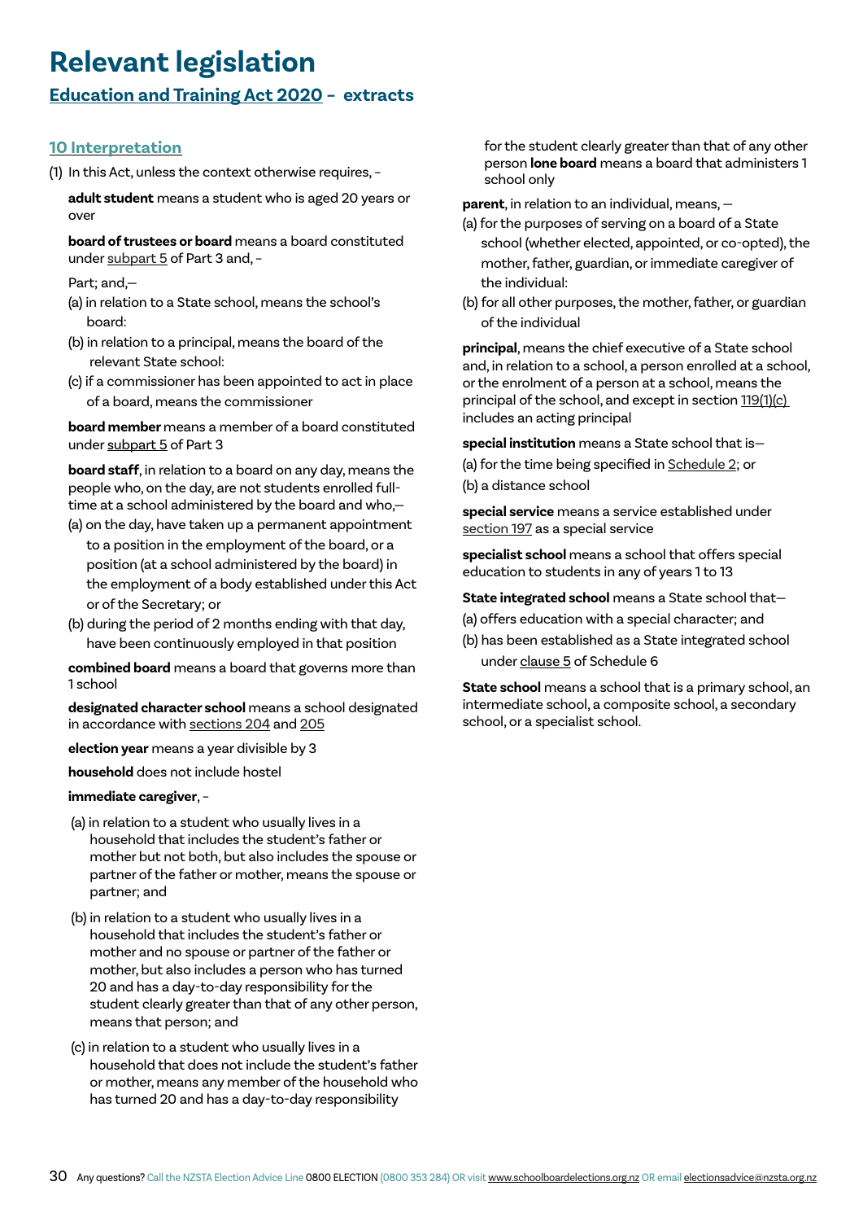# Relevant legislation

## Education and Training Act 2020 – extracts

### 10 Interpretation

(1) In this Act, unless the context otherwise requires, –

**adult student** means a student who is aged 20 years or over

**board of trustees or board** means a board constituted under subpart 5 of Part 3 and, –

Part; and,—

(a) in relation to a State school, means the school's board:

(b) in relation to a principal, means the board of the relevant State school:

(c) if a commissioner has been appointed to act in place of a board, means the commissioner

**board member** means a member of a board constituted under subpart 5 of Part 3

**board staff**, in relation to a board on any day, means the people who, on the day, are not students enrolled full-time at a school administered by the board and who,—

(a) on the day, have taken up a permanent appointment to a position in the employment of the board, or a position (at a school administered by the board) in the employment of a body established under this Act or of the Secretary; or

(b) during the period of 2 months ending with that day, have been continuously employed in that position

**combined board** means a board that governs more than 1 school

**designated character school** means a school designated in accordance with sections 204 and 205

**election year** means a year divisible by 3

**household** does not include hostel

**immediate caregiver**, –

(a) in relation to a student who usually lives in a household that includes the student's father or mother but not both, but also includes the spouse or partner of the father or mother, means the spouse or partner; and

(b) in relation to a student who usually lives in a household that includes the student's father or mother and no spouse or partner of the father or mother, but also includes a person who has turned 20 and has a day-to-day responsibility for the student clearly greater than that of any other person, means that person; and

(c) in relation to a student who usually lives in a household that does not include the student's father or mother, means any member of the household who has turned 20 and has a day-to-day responsibility for the student clearly greater than that of any other person **lone board** means a board that administers 1 school only

**parent**, in relation to an individual, means, —

(a) for the purposes of serving on a board of a State school (whether elected, appointed, or co-opted), the mother, father, guardian, or immediate caregiver of the individual:

(b) for all other purposes, the mother, father, or guardian of the individual

**principal**, means the chief executive of a State school and, in relation to a school, a person enrolled at a school, or the enrolment of a person at a school, means the principal of the school, and except in section 119(1)(c) includes an acting principal

**special institution** means a State school that is—

(a) for the time being specified in Schedule 2; or

(b) a distance school

**special service** means a service established under section 197 as a special service

**specialist school** means a school that offers special education to students in any of years 1 to 13

**State integrated school** means a State school that—

(a) offers education with a special character; and

(b) has been established as a State integrated school under clause 5 of Schedule 6

**State school** means a school that is a primary school, an intermediate school, a composite school, a secondary school, or a specialist school.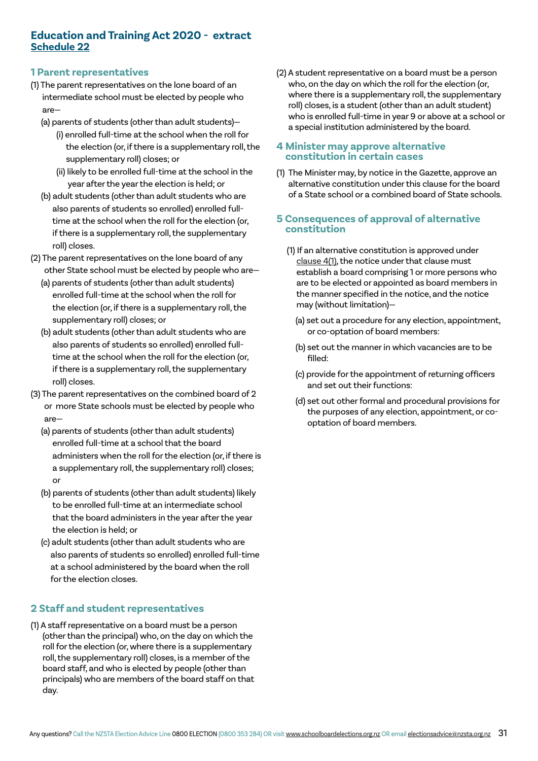## Education and Training Act 2020 - extract
## Schedule 22

### 1 Parent representatives

(1) The parent representatives on the lone board of an intermediate school must be elected by people who are—

(a) parents of students (other than adult students)—

(i) enrolled full-time at the school when the roll for the election (or, if there is a supplementary roll, the supplementary roll) closes; or

(ii) likely to be enrolled full-time at the school in the year after the year the election is held; or

(b) adult students (other than adult students who are also parents of students so enrolled) enrolled full-time at the school when the roll for the election (or, if there is a supplementary roll, the supplementary roll) closes.

(2) The parent representatives on the lone board of any other State school must be elected by people who are—

(a) parents of students (other than adult students) enrolled full-time at the school when the roll for the election (or, if there is a supplementary roll, the supplementary roll) closes; or

(b) adult students (other than adult students who are also parents of students so enrolled) enrolled full-time at the school when the roll for the election (or, if there is a supplementary roll, the supplementary roll) closes.

(3) The parent representatives on the combined board of 2 or more State schools must be elected by people who are—

(a) parents of students (other than adult students) enrolled full-time at a school that the board administers when the roll for the election (or, if there is a supplementary roll, the supplementary roll) closes; or

(b) parents of students (other than adult students) likely to be enrolled full-time at an intermediate school that the board administers in the year after the year the election is held; or

(c) adult students (other than adult students who are also parents of students so enrolled) enrolled full-time at a school administered by the board when the roll for the election closes.

### 2 Staff and student representatives

(1) A staff representative on a board must be a person (other than the principal) who, on the day on which the roll for the election (or, where there is a supplementary roll, the supplementary roll) closes, is a member of the board staff, and who is elected by people (other than principals) who are members of the board staff on that day.

(2) A student representative on a board must be a person who, on the day on which the roll for the election (or, where there is a supplementary roll, the supplementary roll) closes, is a student (other than an adult student) who is enrolled full-time in year 9 or above at a school or a special institution administered by the board.

### 4 Minister may approve alternative constitution in certain cases

(1) The Minister may, by notice in the Gazette, approve an alternative constitution under this clause for the board of a State school or a combined board of State schools.

### 5 Consequences of approval of alternative constitution

(1) If an alternative constitution is approved under clause 4(1), the notice under that clause must establish a board comprising 1 or more persons who are to be elected or appointed as board members in the manner specified in the notice, and the notice may (without limitation)—

(a) set out a procedure for any election, appointment, or co-optation of board members:

(b) set out the manner in which vacancies are to be filled:

(c) provide for the appointment of returning officers and set out their functions:

(d) set out other formal and procedural provisions for the purposes of any election, appointment, or co-optation of board members.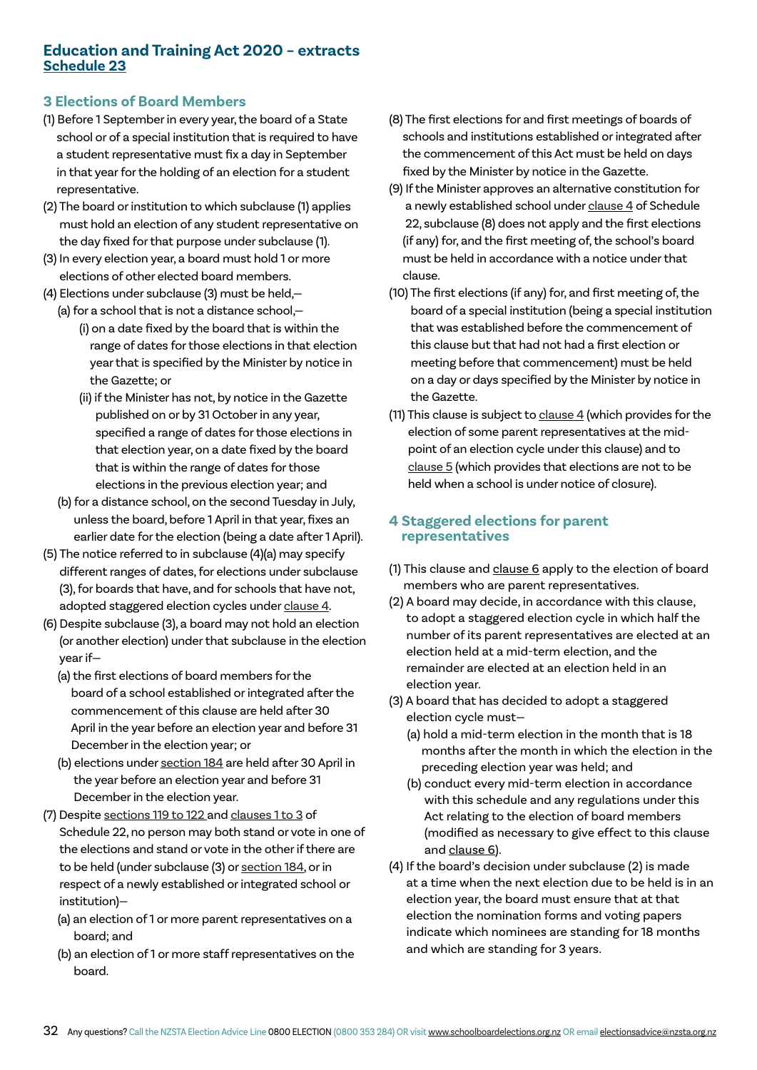# Education and Training Act 2020 – extracts
## Schedule 23

### 3 Elections of Board Members

(1) Before 1 September in every year, the board of a State school or of a special institution that is required to have a student representative must fix a day in September in that year for the holding of an election for a student representative.

(2) The board or institution to which subclause (1) applies must hold an election of any student representative on the day fixed for that purpose under subclause (1).

(3) In every election year, a board must hold 1 or more elections of other elected board members.

(4) Elections under subclause (3) must be held,—

(a) for a school that is not a distance school,—

(i) on a date fixed by the board that is within the range of dates for those elections in that election year that is specified by the Minister by notice in the Gazette; or

(ii) if the Minister has not, by notice in the Gazette published on or by 31 October in any year, specified a range of dates for those elections in that election year, on a date fixed by the board that is within the range of dates for those elections in the election year; and

(b) for a distance school, on the second Tuesday in July, unless the board, before 1 April in that year, fixes an earlier date for the election (being a date after 1 April).

(5) The notice referred to in subclause (4)(a) may specify different ranges of dates, for elections under subclause (3), for boards that have, and for schools that have not, adopted staggered election cycles under clause 4.

(6) Despite subclause (3), a board may not hold an election (or another election) under that subclause in the election year if—

(a) the first elections of board members for the board of a school established or integrated after the commencement of this clause are held after 30 April in the year before an election year and before 31 December in the election year; or

(b) elections under section 184 are held after 30 April in the year before an election year and before 31 December in the election year.

(7) Despite sections 119 to 122 and clauses 1 to 3 of Schedule 22, no person may both stand or vote in one of the elections and stand or vote in the other if there are to be held (under subclause (3) or section 184, or in respect of a newly established or integrated school or institution)—

(a) an election of 1 or more parent representatives on a board; and

(b) an election of 1 or more staff representatives on the board.

(8) The first elections for and first meetings of boards of schools and institutions established or integrated after the commencement of this Act must be held on days fixed by the Minister by notice in the Gazette.

(9) If the Minister approves an alternative constitution for a newly established school under clause 4 of Schedule 22, subclause (8) does not apply and the first elections (if any) for, and the first meeting of, the school's board must be held in accordance with a notice under that clause.

(10) The first elections (if any) for, and first meeting of, the board of a special institution (being a special institution that was established before the commencement of this clause but that had not had a first election or meeting before that commencement) must be held on a day or days specified by the Minister by notice in the Gazette.

(11) This clause is subject to clause 4 (which provides for the election of some parent representatives at the mid-point of an election cycle under this clause) and to clause 5 (which provides that elections are not to be held when a school is under notice of closure).

### 4 Staggered elections for parent representatives

(1) This clause and clause 6 apply to the election of board members who are parent representatives.

(2) A board may decide, in accordance with this clause, to adopt a staggered election cycle in which half the number of its parent representatives are elected at an election held at a mid-term election, and the remainder are elected at an election held in an election year.

(3) A board that has decided to adopt a staggered election cycle must—

(a) hold a mid-term election in the month that is 18 months after the month in which the election in the preceding election year was held; and

(b) conduct every mid-term election in accordance with this schedule and any regulations under this Act relating to the election of board members (modified as necessary to give effect to this clause and clause 6).

(4) If the board's decision under subclause (2) is made at a time when the next election due to be held is in an election year, the board must ensure that at that election the nomination forms and voting papers indicate which nominees are standing for 18 months and which are standing for 3 years.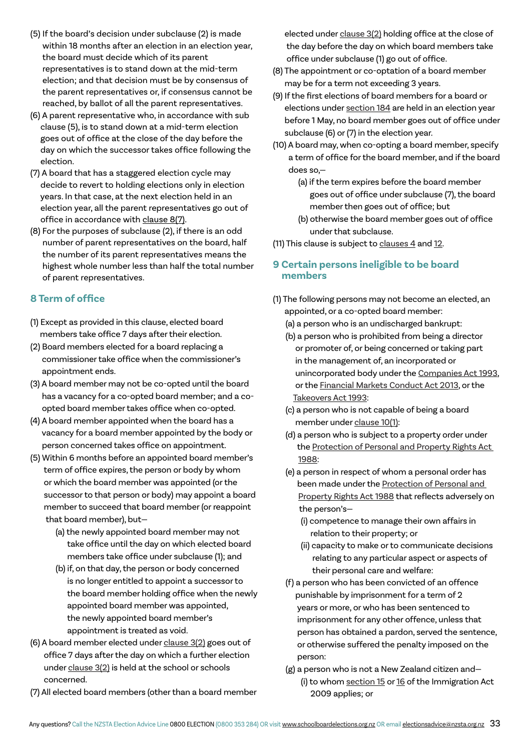(5) If the board's decision under subclause (2) is made within 18 months after an election in an election year, the board must decide which of its parent representatives is to stand down at the mid-term election; and that decision must be by consensus of the parent representatives or, if consensus cannot be reached, by ballot of all the parent representatives.

(6) A parent representative who, in accordance with sub clause (5), is to stand down at a mid-term election goes out of office at the close of the day before the day on which the successor takes office following the election.

(7) A board that has a staggered election cycle may decide to revert to holding elections only in election years. In that case, at the next election held in an election year, all the parent representatives go out of office in accordance with clause 8(7).

(8) For the purposes of subclause (2), if there is an odd number of parent representatives on the board, half the number of its parent representatives means the highest whole number less than half the total number of parent representatives.

## 8 Term of office

(1) Except as provided in this clause, elected board members take office 7 days after their election.

(2) Board members elected for a board replacing a commissioner take office when the commissioner's appointment ends.

(3) A board member may not be co-opted until the board has a vacancy for a co-opted board member; and a co-opted board member takes office when co-opted.

(4) A board member appointed when the board has a vacancy for a board member appointed by the body or person concerned takes office on appointment.

(5) Within 6 months before an appointed board member's term of office expires, the person or body by whom or which the board member was appointed (or the successor to that person or body) may appoint a board member to succeed that board member (or reappoint that board member), but—

- (a) the newly appointed board member may not take office until the day on which elected board members take office under subclause (1); and
- (b) if, on that day, the person or body concerned is no longer entitled to appoint a successor to the board member holding office when the newly appointed board member was appointed, the newly appointed board member's appointment is treated as void.

(6) A board member elected under clause 3(2) goes out of office 7 days after the day on which a further election under clause 3(2) is held at the school or schools concerned.

(7) All elected board members (other than a board member elected under clause 3(2) holding office at the close of the day before the day on which board members take office under subclause (1) go out of office.

(8) The appointment or co-optation of a board member may be for a term not exceeding 3 years.

(9) If the first elections of board members for a board or elections under section 184 are held in an election year before 1 May, no board member goes out of office under subclause (6) or (7) in the election year.

(10) A board may, when co-opting a board member, specify a term of office for the board member, and if the board does so,—

- (a) if the term expires before the board member goes out of office under subclause (7), the board member then goes out of office; but
- (b) otherwise the board member goes out of office under that subclause.

(11) This clause is subject to clauses 4 and 12.

## 9 Certain persons ineligible to be board members

(1) The following persons may not become an elected, an appointed, or a co-opted board member:

- (a) a person who is an undischarged bankrupt:
- (b) a person who is prohibited from being a director or promoter of, or being concerned or taking part in the management of, an incorporated or unincorporated body under the Companies Act 1993, or the Financial Markets Conduct Act 2013, or the Takeovers Act 1993:
- (c) a person who is not capable of being a board member under clause 10(1):
- (d) a person who is subject to a property order under the Protection of Personal and Property Rights Act 1988:
- (e) a person in respect of whom a personal order has been made under the Protection of Personal and Property Rights Act 1988 that reflects adversely on the person's—
  - (i) competence to manage their own affairs in relation to their property; or
  - (ii) capacity to make or to communicate decisions relating to any particular aspect or aspects of their personal care and welfare:
- (f) a person who has been convicted of an offence punishable by imprisonment for a term of 2 years or more, or who has been sentenced to imprisonment for any other offence, unless that person has obtained a pardon, served the sentence, or otherwise suffered the penalty imposed on the person:
- (g) a person who is not a New Zealand citizen and—
  - (i) to whom section 15 or 16 of the Immigration Act 2009 applies; or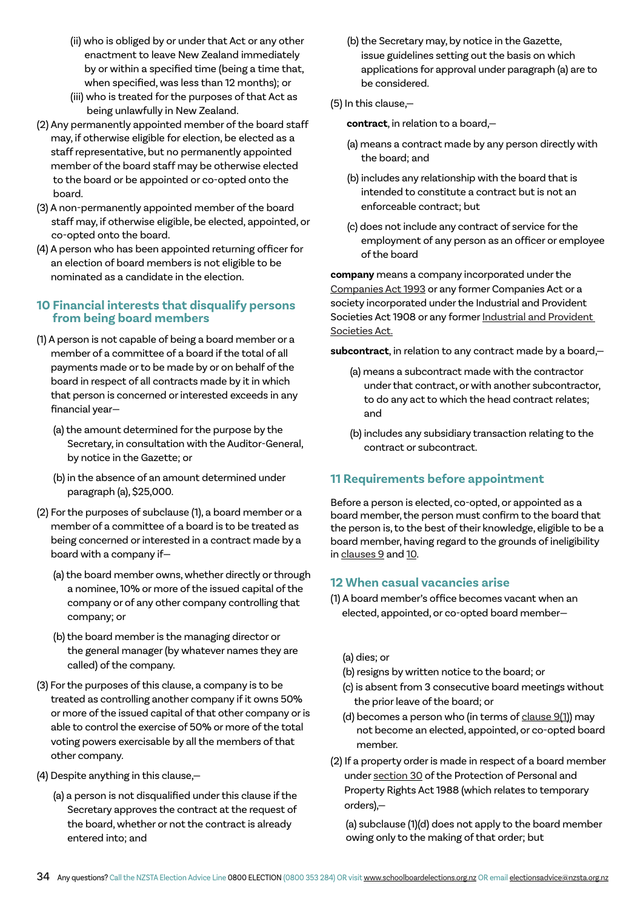(ii) who is obliged by or under that Act or any other enactment to leave New Zealand immediately by or within a specified time (being a time that, when specified, was less than 12 months); or

(iii) who is treated for the purposes of that Act as being unlawfully in New Zealand.

(2) Any permanently appointed member of the board staff may, if otherwise eligible for election, be elected as a staff representative, but no permanently appointed member of the board staff may be otherwise elected to the board or be appointed or co-opted onto the board.

(3) A non-permanently appointed member of the board staff may, if otherwise eligible, be elected, appointed, or co-opted onto the board.

(4) A person who has been appointed returning officer for an election of board members is not eligible to be nominated as a candidate in the election.

## 10 Financial interests that disqualify persons from being board members

(1) A person is not capable of being a board member or a member of a committee of a board if the total of all payments made or to be made by or on behalf of the board in respect of all contracts made by it in which that person is concerned or interested exceeds in any financial year—

(a) the amount determined for the purpose by the Secretary, in consultation with the Auditor-General, by notice in the Gazette; or

(b) in the absence of an amount determined under paragraph (a), $25,000.

(2) For the purposes of subclause (1), a board member or a member of a committee of a board is to be treated as being concerned or interested in a contract made by a board with a company if—

(a) the board member owns, whether directly or through a nominee, 10% or more of the issued capital of the company or of any other company controlling that company; or

(b) the board member is the managing director or the general manager (by whatever names they are called) of the company.

(3) For the purposes of this clause, a company is to be treated as controlling another company if it owns 50% or more of the issued capital of that other company or is able to control the exercise of 50% or more of the total voting powers exercisable by all the members of that other company.

(4) Despite anything in this clause,—

(a) a person is not disqualified under this clause if the Secretary approves the contract at the request of the board, whether or not the contract is already entered into; and

(b) the Secretary may, by notice in the Gazette, issue guidelines setting out the basis on which applications for approval under paragraph (a) are to be considered.

(5) In this clause,—

**contract**, in relation to a board,—

(a) means a contract made by any person directly with the board; and

(b) includes any relationship with the board that is intended to constitute a contract but is not an enforceable contract; but

(c) does not include any contract of service for the employment of any person as an officer or employee of the board

**company** means a company incorporated under the Companies Act 1993 or any former Companies Act or a society incorporated under the Industrial and Provident Societies Act 1908 or any former Industrial and Provident Societies Act.

**subcontract**, in relation to any contract made by a board,—

(a) means a subcontract made with the contractor under that contract, or with another subcontractor, to do any act to which the head contract relates; and

(b) includes any subsidiary transaction relating to the contract or subcontract.

## 11 Requirements before appointment

Before a person is elected, co-opted, or appointed as a board member, the person must confirm to the board that the person is, to the best of their knowledge, eligible to be a board member, having regard to the grounds of ineligibility in clauses 9 and 10.

## 12 When casual vacancies arise

(1) A board member's office becomes vacant when an elected, appointed, or co-opted board member—

(a) dies; or

(b) resigns by written notice to the board; or

(c) is absent from 3 consecutive board meetings without the prior leave of the board; or

(d) becomes a person who (in terms of clause 9(1)) may not become an elected, appointed, or co-opted board member.

(2) If a property order is made in respect of a board member under section 30 of the Protection of Personal and Property Rights Act 1988 (which relates to temporary orders),—

(a) subclause (1)(d) does not apply to the board member owing only to the making of that order; but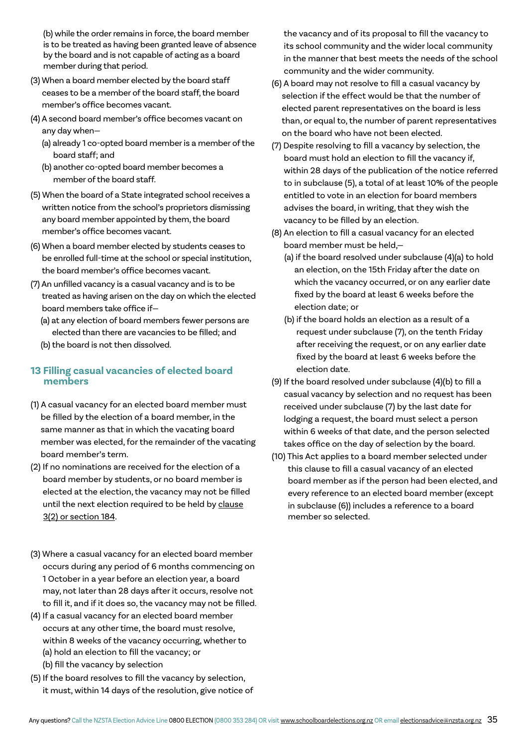(b) while the order remains in force, the board member is to be treated as having been granted leave of absence by the board and is not capable of acting as a board member during that period.

(3) When a board member elected by the board staff ceases to be a member of the board staff, the board member's office becomes vacant.

(4) A second board member's office becomes vacant on any day when—

(a) already 1 co-opted board member is a member of the board staff; and

(b) another co-opted board member becomes a member of the board staff.

(5) When the board of a State integrated school receives a written notice from the school's proprietors dismissing any board member appointed by them, the board member's office becomes vacant.

(6) When a board member elected by students ceases to be enrolled full-time at the school or special institution, the board member's office becomes vacant.

(7) An unfilled vacancy is a casual vacancy and is to be treated as having arisen on the day on which the elected board members take office if—

(a) at any election of board members fewer persons are elected than there are vacancies to be filled; and

(b) the board is not then dissolved.

### 13 Filling casual vacancies of elected board members

(1) A casual vacancy for an elected board member must be filled by the election of a board member, in the same manner as that in which the vacating board member was elected, for the remainder of the vacating board member's term.

(2) If no nominations are received for the election of a board member by students, or no board member is elected at the election, the vacancy may not be filled until the next election required to be held by clause 3(2) or section 184.

(3) Where a casual vacancy for an elected board member occurs during any period of 6 months commencing on 1 October in a year before an election year, a board may, not later than 28 days after it occurs, resolve not to fill it, and if it does so, the vacancy may not be filled.

(4) If a casual vacancy for an elected board member occurs at any other time, the board must resolve, within 8 weeks of the vacancy occurring, whether to

(a) hold an election to fill the vacancy; or

(b) fill the vacancy by selection

(5) If the board resolves to fill the vacancy by selection, it must, within 14 days of the resolution, give notice of the vacancy and of its proposal to fill the vacancy to its school community and the wider local community in the manner that best meets the needs of the school community and the wider community.

(6) A board may not resolve to fill a casual vacancy by selection if the effect would be that the number of elected parent representatives on the board is less than, or equal to, the number of parent representatives on the board who have not been elected.

(7) Despite resolving to fill a vacancy by selection, the board must hold an election to fill the vacancy if, within 28 days of the publication of the notice referred to in subclause (5), a total of at least 10% of the people entitled to vote in an election for board members advises the board, in writing, that they wish the vacancy to be filled by an election.

(8) An election to fill a casual vacancy for an elected board member must be held,—

(a) if the board resolved under subclause (4)(a) to hold an election, on the 15th Friday after the date on which the vacancy occurred, or on any earlier date fixed by the board at least 6 weeks before the election date; or

(b) if the board holds an election as a result of a request under subclause (7), on the tenth Friday after receiving the request, or on any earlier date fixed by the board at least 6 weeks before the election date.

(9) If the board resolved under subclause (4)(b) to fill a casual vacancy by selection and no request has been received under subclause (7) by the last date for lodging a request, the board must select a person within 6 weeks of that date, and the person selected takes office on the day of selection by the board.

(10) This Act applies to a board member selected under this clause to fill a casual vacancy of an elected board member as if the person had been elected, and every reference to an elected board member (except in subclause (6)) includes a reference to a board member so selected.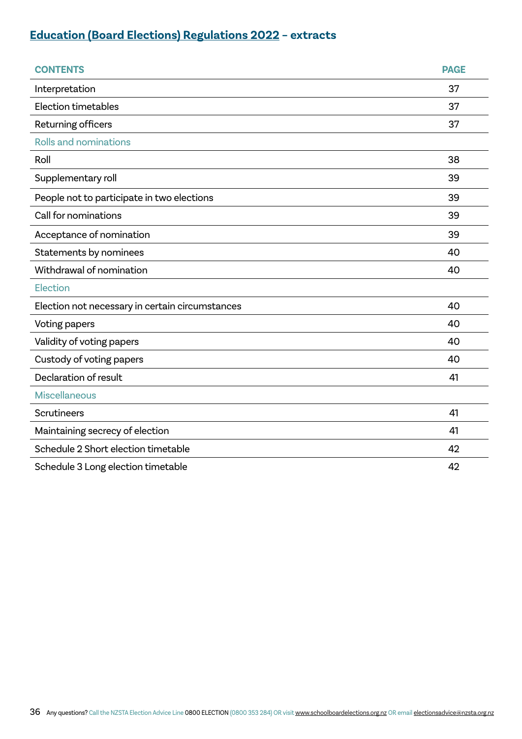# Education (Board Elections) Regulations 2022 – extracts

| CONTENTS | PAGE |
|---|---|
| Interpretation | 37 |
| Election timetables | 37 |
| Returning officers | 37 |
| **Rolls and nominations** | |
| Roll | 38 |
| Supplementary roll | 39 |
| People not to participate in two elections | 39 |
| Call for nominations | 39 |
| Acceptance of nomination | 39 |
| Statements by nominees | 40 |
| Withdrawal of nomination | 40 |
| **Election** | |
| Election not necessary in certain circumstances | 40 |
| Voting papers | 40 |
| Validity of voting papers | 40 |
| Custody of voting papers | 40 |
| Declaration of result | 41 |
| **Miscellaneous** | |
| Scrutineers | 41 |
| Maintaining secrecy of election | 41 |
| Schedule 2 Short election timetable | 42 |
| Schedule 3 Long election timetable | 42 |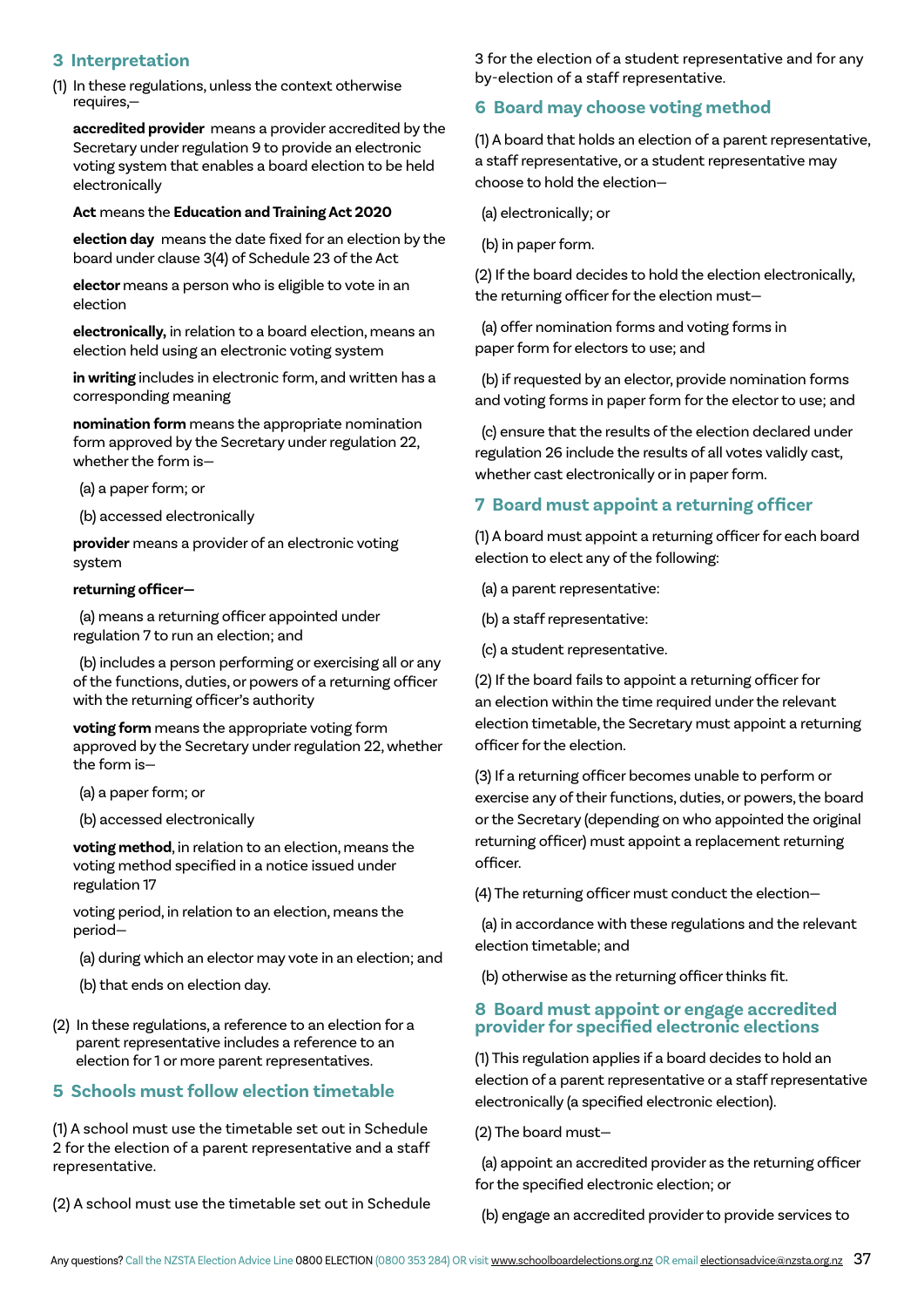## 3 Interpretation

(1) In these regulations, unless the context otherwise requires,—

**accredited provider** means a provider accredited by the Secretary under regulation 9 to provide an electronic voting system that enables a board election to be held electronically

**Act** means the **Education and Training Act 2020**

**election day** means the date fixed for an election by the board under clause 3(4) of Schedule 23 of the Act

**elector** means a person who is eligible to vote in an election

**electronically,** in relation to a board election, means an election held using an electronic voting system

**in writing** includes in electronic form, and written has a corresponding meaning

**nomination form** means the appropriate nomination form approved by the Secretary under regulation 22, whether the form is—

(a) a paper form; or

(b) accessed electronically

**provider** means a provider of an electronic voting system

**returning officer—**

(a) means a returning officer appointed under regulation 7 to run an election; and

(b) includes a person performing or exercising all or any of the functions, duties, or powers of a returning officer with the returning officer's authority

**voting form** means the appropriate voting form approved by the Secretary under regulation 22, whether the form is—

(a) a paper form; or

(b) accessed electronically

**voting method**, in relation to an election, means the voting method specified in a notice issued under regulation 17

voting period, in relation to an election, means the period—

(a) during which an elector may vote in an election; and

(b) that ends on election day.

(2) In these regulations, a reference to an election for a parent representative includes a reference to an election for 1 or more parent representatives.

## 5 Schools must follow election timetable

(1) A school must use the timetable set out in Schedule 2 for the election of a parent representative and a staff representative.

(2) A school must use the timetable set out in Schedule 3 for the election of a student representative and for any by-election of a staff representative.

## 6 Board may choose voting method

(1) A board that holds an election of a parent representative, a staff representative, or a student representative may choose to hold the election—

(a) electronically; or

(b) in paper form.

(2) If the board decides to hold the election electronically, the returning officer for the election must—

(a) offer nomination forms and voting forms in paper form for electors to use; and

(b) if requested by an elector, provide nomination forms and voting forms in paper form for the elector to use; and

(c) ensure that the results of the election declared under regulation 26 include the results of all votes validly cast, whether cast electronically or in paper form.

## 7 Board must appoint a returning officer

(1) A board must appoint a returning officer for each board election to elect any of the following:

(a) a parent representative:

(b) a staff representative:

(c) a student representative.

(2) If the board fails to appoint a returning officer for an election within the time required under the relevant election timetable, the Secretary must appoint a returning officer for the election.

(3) If a returning officer becomes unable to perform or exercise any of their functions, duties, or powers, the board or the Secretary (depending on who appointed the original returning officer) must appoint a replacement returning officer.

(4) The returning officer must conduct the election—

(a) in accordance with these regulations and the relevant election timetable; and

(b) otherwise as the returning officer thinks fit.

## 8 Board must appoint or engage accredited provider for specified electronic elections

(1) This regulation applies if a board decides to hold an election of a parent representative or a staff representative electronically (a specified electronic election).

(2) The board must—

(a) appoint an accredited provider as the returning officer for the specified electronic election; or

(b) engage an accredited provider to provide services to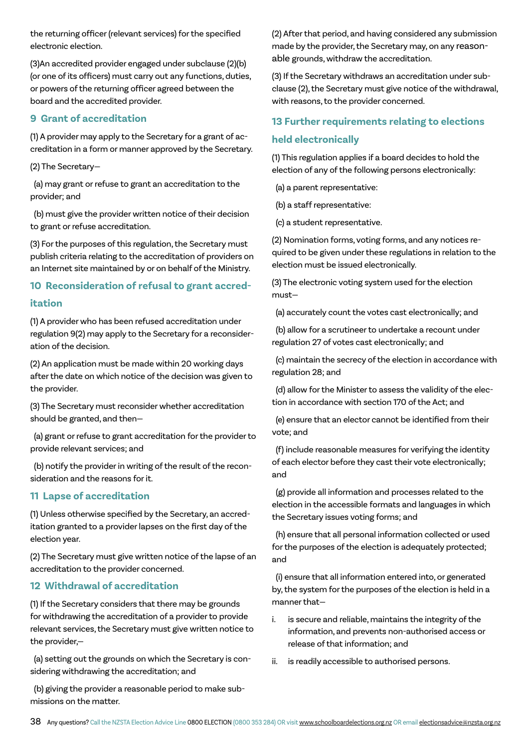the returning officer (relevant services) for the specified electronic election.

(3)An accredited provider engaged under subclause (2)(b) (or one of its officers) must carry out any functions, duties, or powers of the returning officer agreed between the board and the accredited provider.

### 9 Grant of accreditation

(1) A provider may apply to the Secretary for a grant of accreditation in a form or manner approved by the Secretary.

(2) The Secretary—

(a) may grant or refuse to grant an accreditation to the provider; and

(b) must give the provider written notice of their decision to grant or refuse accreditation.

(3) For the purposes of this regulation, the Secretary must publish criteria relating to the accreditation of providers on an Internet site maintained by or on behalf of the Ministry.

### 10 Reconsideration of refusal to grant accreditation

(1) A provider who has been refused accreditation under regulation 9(2) may apply to the Secretary for a reconsideration of the decision.

(2) An application must be made within 20 working days after the date on which notice of the decision was given to the provider.

(3) The Secretary must reconsider whether accreditation should be granted, and then—

(a) grant or refuse to grant accreditation for the provider to provide relevant services; and

(b) notify the provider in writing of the result of the reconsideration and the reasons for it.

### 11 Lapse of accreditation

(1) Unless otherwise specified by the Secretary, an accreditation granted to a provider lapses on the first day of the election year.

(2) The Secretary must give written notice of the lapse of an accreditation to the provider concerned.

### 12 Withdrawal of accreditation

(1) If the Secretary considers that there may be grounds for withdrawing the accreditation of a provider to provide relevant services, the Secretary must give written notice to the provider,—

(a) setting out the grounds on which the Secretary is considering withdrawing the accreditation; and

(b) giving the provider a reasonable period to make submissions on the matter.

(2) After that period, and having considered any submission made by the provider, the Secretary may, on any reasonable grounds, withdraw the accreditation.

(3) If the Secretary withdraws an accreditation under subclause (2), the Secretary must give notice of the withdrawal, with reasons, to the provider concerned.

### 13 Further requirements relating to elections held electronically

(1) This regulation applies if a board decides to hold the election of any of the following persons electronically:

(a) a parent representative:

(b) a staff representative:

(c) a student representative.

(2) Nomination forms, voting forms, and any notices required to be given under these regulations in relation to the election must be issued electronically.

(3) The electronic voting system used for the election must—

(a) accurately count the votes cast electronically; and

(b) allow for a scrutineer to undertake a recount under regulation 27 of votes cast electronically; and

(c) maintain the secrecy of the election in accordance with regulation 28; and

(d) allow for the Minister to assess the validity of the election in accordance with section 170 of the Act; and

(e) ensure that an elector cannot be identified from their vote; and

(f) include reasonable measures for verifying the identity of each elector before they cast their vote electronically; and

(g) provide all information and processes related to the election in the accessible formats and languages in which the Secretary issues voting forms; and

(h) ensure that all personal information collected or used for the purposes of the election is adequately protected; and

(i) ensure that all information entered into, or generated by, the system for the purposes of the election is held in a manner that—

i. is secure and reliable, maintains the integrity of the information, and prevents non-authorised access or release of that information; and

ii. is readily accessible to authorised persons.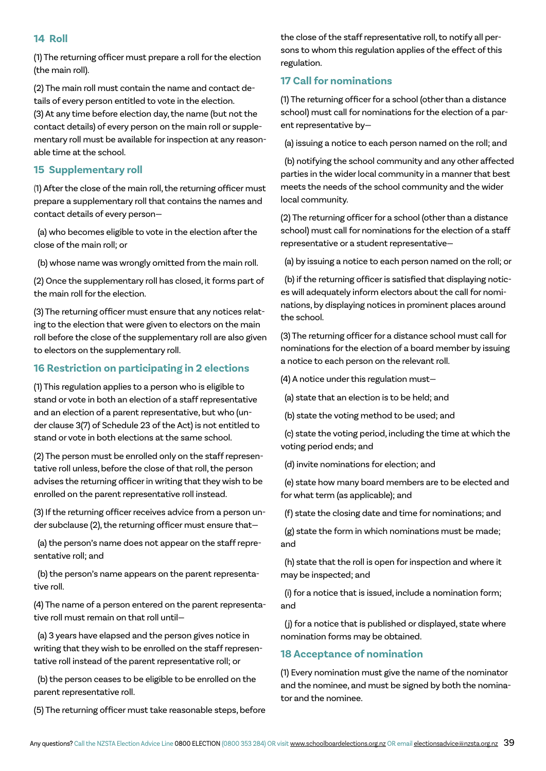### 14 Roll

(1) The returning officer must prepare a roll for the election (the main roll).

(2) The main roll must contain the name and contact details of every person entitled to vote in the election.
(3) At any time before election day, the name (but not the contact details) of every person on the main roll or supplementary roll must be available for inspection at any reasonable time at the school.

### 15 Supplementary roll

(1) After the close of the main roll, the returning officer must prepare a supplementary roll that contains the names and contact details of every person—

(a) who becomes eligible to vote in the election after the close of the main roll; or

(b) whose name was wrongly omitted from the main roll.

(2) Once the supplementary roll has closed, it forms part of the main roll for the election.

(3) The returning officer must ensure that any notices relating to the election that were given to electors on the main roll before the close of the supplementary roll are also given to electors on the supplementary roll.

### 16 Restriction on participating in 2 elections

(1) This regulation applies to a person who is eligible to stand or vote in both an election of a staff representative and an election of a parent representative, but who (under clause 3(7) of Schedule 23 of the Act) is not entitled to stand or vote in both elections at the same school.

(2) The person must be enrolled only on the staff representative roll unless, before the close of that roll, the person advises the returning officer in writing that they wish to be enrolled on the parent representative roll instead.

(3) If the returning officer receives advice from a person under subclause (2), the returning officer must ensure that—

(a) the person's name does not appear on the staff representative roll; and

(b) the person's name appears on the parent representative roll.

(4) The name of a person entered on the parent representative roll must remain on that roll until—

(a) 3 years have elapsed and the person gives notice in writing that they wish to be enrolled on the staff representative roll instead of the parent representative roll; or

(b) the person ceases to be eligible to be enrolled on the parent representative roll.

(5) The returning officer must take reasonable steps, before the close of the staff representative roll, to notify all persons to whom this regulation applies of the effect of this regulation.

### 17 Call for nominations

(1) The returning officer for a school (other than a distance school) must call for nominations for the election of a parent representative by—

(a) issuing a notice to each person named on the roll; and

(b) notifying the school community and any other affected parties in the wider local community in a manner that best meets the needs of the school community and the wider local community.

(2) The returning officer for a school (other than a distance school) must call for nominations for the election of a staff representative or a student representative—

(a) by issuing a notice to each person named on the roll; or

(b) if the returning officer is satisfied that displaying notices will adequately inform electors about the call for nominations, by displaying notices in prominent places around the school.

(3) The returning officer for a distance school must call for nominations for the election of a board member by issuing a notice to each person on the relevant roll.

(4) A notice under this regulation must—

(a) state that an election is to be held; and

(b) state the voting method to be used; and

(c) state the voting period, including the time at which the voting period ends; and

(d) invite nominations for election; and

(e) state how many board members are to be elected and for what term (as applicable); and

(f) state the closing date and time for nominations; and

(g) state the form in which nominations must be made; and

(h) state that the roll is open for inspection and where it may be inspected; and

(i) for a notice that is issued, include a nomination form; and

(j) for a notice that is published or displayed, state where nomination forms may be obtained.

### 18 Acceptance of nomination

(1) Every nomination must give the name of the nominator and the nominee, and must be signed by both the nominator and the nominee.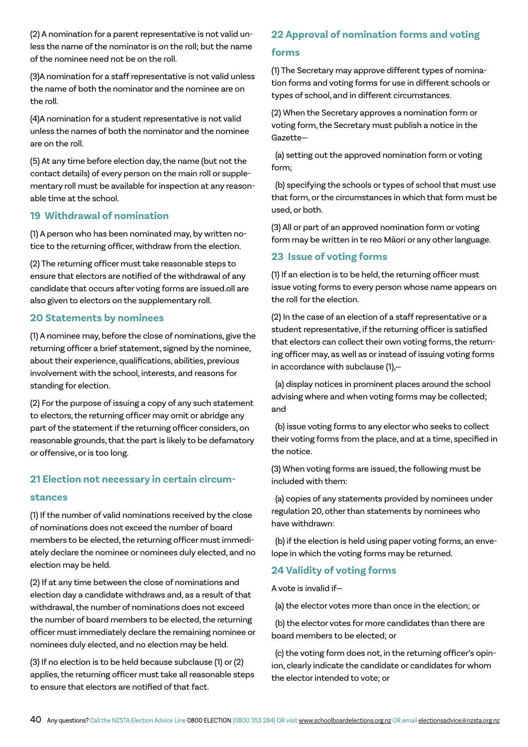(2) A nomination for a parent representative is not valid unless the name of the nominator is on the roll; but the name of the nominee need not be on the roll.

(3)A nomination for a staff representative is not valid unless the name of both the nominator and the nominee are on the roll.

(4)A nomination for a student representative is not valid unless the names of both the nominator and the nominee are on the roll.

(5) At any time before election day, the name (but not the contact details) of every person on the main roll or supplementary roll must be available for inspection at any reasonable time at the school.

## 19 Withdrawal of nomination

(1) A person who has been nominated may, by written notice to the returning officer, withdraw from the election.

(2) The returning officer must take reasonable steps to ensure that electors are notified of the withdrawal of any candidate that occurs after voting forms are issued.oll are also given to electors on the supplementary roll.

## 20 Statements by nominees

(1) A nominee may, before the close of nominations, give the returning officer a brief statement, signed by the nominee, about their experience, qualifications, abilities, previous involvement with the school, interests, and reasons for standing for election.

(2) For the purpose of issuing a copy of any such statement to electors, the returning officer may omit or abridge any part of the statement if the returning officer considers, on reasonable grounds, that the part is likely to be defamatory or offensive, or is too long.

## 21 Election not necessary in certain circumstances

(1) If the number of valid nominations received by the close of nominations does not exceed the number of board members to be elected, the returning officer must immediately declare the nominee or nominees duly elected, and no election may be held.

(2) If at any time between the close of nominations and election day a candidate withdraws and, as a result of that withdrawal, the number of nominations does not exceed the number of board members to be elected, the returning officer must immediately declare the remaining nominee or nominees duly elected, and no election may be held.

(3) If no election is to be held because subclause (1) or (2) applies, the returning officer must take all reasonable steps to ensure that electors are notified of that fact.

## 22 Approval of nomination forms and voting forms

(1) The Secretary may approve different types of nomination forms and voting forms for use in different schools or types of school, and in different circumstances.

(2) When the Secretary approves a nomination form or voting form, the Secretary must publish a notice in the Gazette—

(a) setting out the approved nomination form or voting form;

(b) specifying the schools or types of school that must use that form, or the circumstances in which that form must be used, or both.

(3) All or part of an approved nomination form or voting form may be written in te reo Māori or any other language.

## 23 Issue of voting forms

(1) If an election is to be held, the returning officer must issue voting forms to every person whose name appears on the roll for the election.

(2) In the case of an election of a staff representative or a student representative, if the returning officer is satisfied that electors can collect their own voting forms, the returning officer may, as well as or instead of issuing voting forms in accordance with subclause (1),—

(a) display notices in prominent places around the school advising where and when voting forms may be collected; and

(b) issue voting forms to any elector who seeks to collect their voting forms from the place, and at a time, specified in the notice.

(3) When voting forms are issued, the following must be included with them:

(a) copies of any statements provided by nominees under regulation 20, other than statements by nominees who have withdrawn:

(b) if the election is held using paper voting forms, an envelope in which the voting forms may be returned.

## 24 Validity of voting forms

A vote is invalid if—

(a) the elector votes more than once in the election; or

(b) the elector votes for more candidates than there are board members to be elected; or

(c) the voting form does not, in the returning officer's opinion, clearly indicate the candidate or candidates for whom the elector intended to vote; or

Any questions? Call the NZSTA Election Advice Line 0800 ELECTION (0800 353 284) OR visit www.schoolboardelections.org.nz OR email electionsadvice@nzsta.org.nz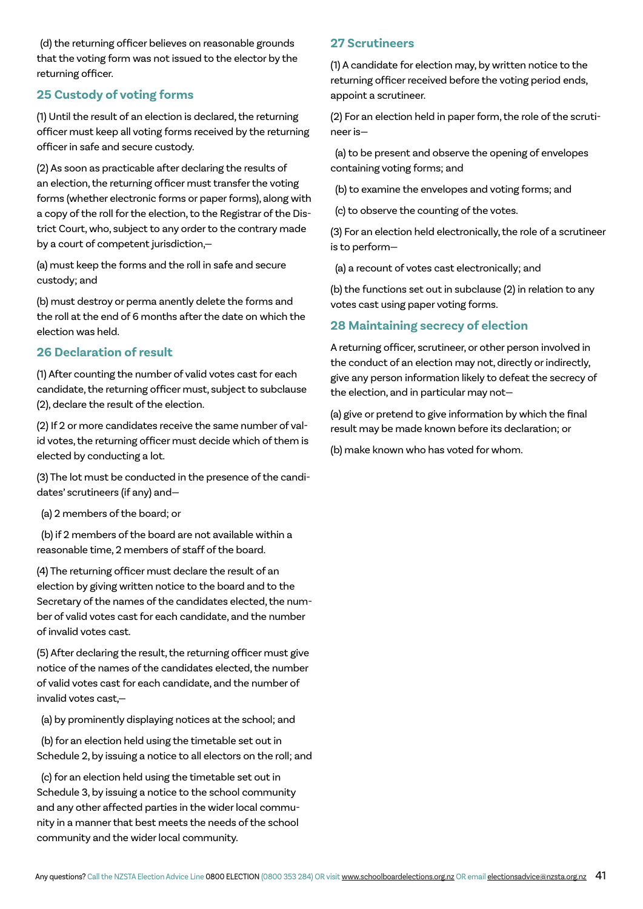(d) the returning officer believes on reasonable grounds that the voting form was not issued to the elector by the returning officer.

## 25 Custody of voting forms

(1) Until the result of an election is declared, the returning officer must keep all voting forms received by the returning officer in safe and secure custody.

(2) As soon as practicable after declaring the results of an election, the returning officer must transfer the voting forms (whether electronic forms or paper forms), along with a copy of the roll for the election, to the Registrar of the District Court, who, subject to any order to the contrary made by a court of competent jurisdiction,—

(a) must keep the forms and the roll in safe and secure custody; and

(b) must destroy or perma anently delete the forms and the roll at the end of 6 months after the date on which the election was held.

## 26 Declaration of result

(1) After counting the number of valid votes cast for each candidate, the returning officer must, subject to subclause (2), declare the result of the election.

(2) If 2 or more candidates receive the same number of valid votes, the returning officer must decide which of them is elected by conducting a lot.

(3) The lot must be conducted in the presence of the candidates' scrutineers (if any) and—

(a) 2 members of the board; or

(b) if 2 members of the board are not available within a reasonable time, 2 members of staff of the board.

(4) The returning officer must declare the result of an election by giving written notice to the board and to the Secretary of the names of the candidates elected, the number of valid votes cast for each candidate, and the number of invalid votes cast.

(5) After declaring the result, the returning officer must give notice of the names of the candidates elected, the number of valid votes cast for each candidate, and the number of invalid votes cast,—

(a) by prominently displaying notices at the school; and

(b) for an election held using the timetable set out in Schedule 2, by issuing a notice to all electors on the roll; and

(c) for an election held using the timetable set out in Schedule 3, by issuing a notice to the school community and any other affected parties in the wider local community in a manner that best meets the needs of the school community and the wider local community.

## 27 Scrutineers

(1) A candidate for election may, by written notice to the returning officer received before the voting period ends, appoint a scrutineer.

(2) For an election held in paper form, the role of the scrutineer is—

(a) to be present and observe the opening of envelopes containing voting forms; and

(b) to examine the envelopes and voting forms; and

(c) to observe the counting of the votes.

(3) For an election held electronically, the role of a scrutineer is to perform—

(a) a recount of votes cast electronically; and

(b) the functions set out in subclause (2) in relation to any votes cast using paper voting forms.

## 28 Maintaining secrecy of election

A returning officer, scrutineer, or other person involved in the conduct of an election may not, directly or indirectly, give any person information likely to defeat the secrecy of the election, and in particular may not—

(a) give or pretend to give information by which the final result may be made known before its declaration; or

(b) make known who has voted for whom.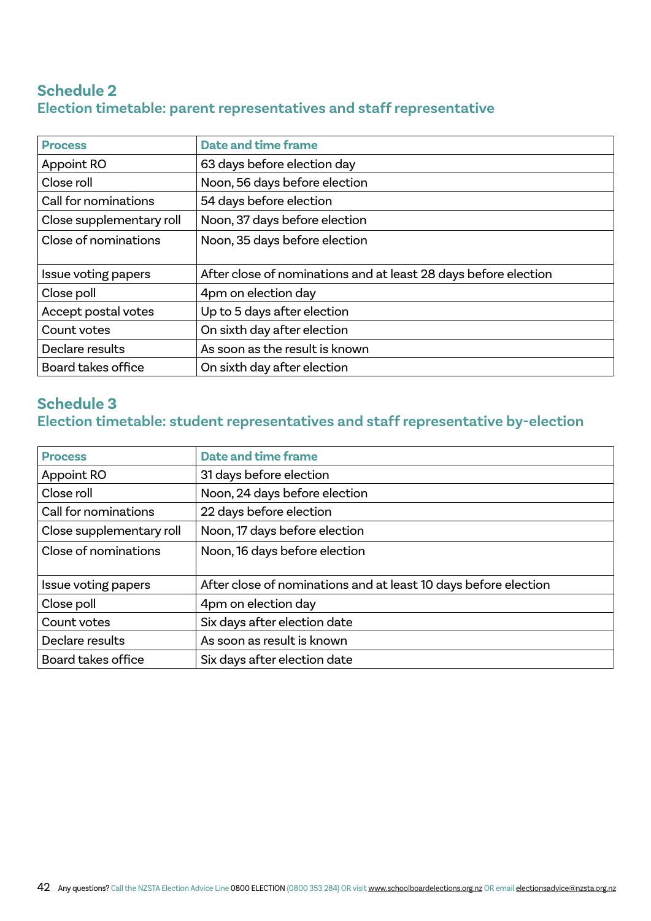## Schedule 2
### Election timetable: parent representatives and staff representative

| Process | Date and time frame |
|---|---|
| Appoint RO | 63 days before election day |
| Close roll | Noon, 56 days before election |
| Call for nominations | 54 days before election |
| Close supplementary roll | Noon, 37 days before election |
| Close of nominations | Noon, 35 days before election |
| Issue voting papers | After close of nominations and at least 28 days before election |
| Close poll | 4pm on election day |
| Accept postal votes | Up to 5 days after election |
| Count votes | On sixth day after election |
| Declare results | As soon as the result is known |
| Board takes office | On sixth day after election |

## Schedule 3
### Election timetable: student representatives and staff representative by-election

| Process | Date and time frame |
|---|---|
| Appoint RO | 31 days before election |
| Close roll | Noon, 24 days before election |
| Call for nominations | 22 days before election |
| Close supplementary roll | Noon, 17 days before election |
| Close of nominations | Noon, 16 days before election |
| Issue voting papers | After close of nominations and at least 10 days before election |
| Close poll | 4pm on election day |
| Count votes | Six days after election date |
| Declare results | As soon as result is known |
| Board takes office | Six days after election date |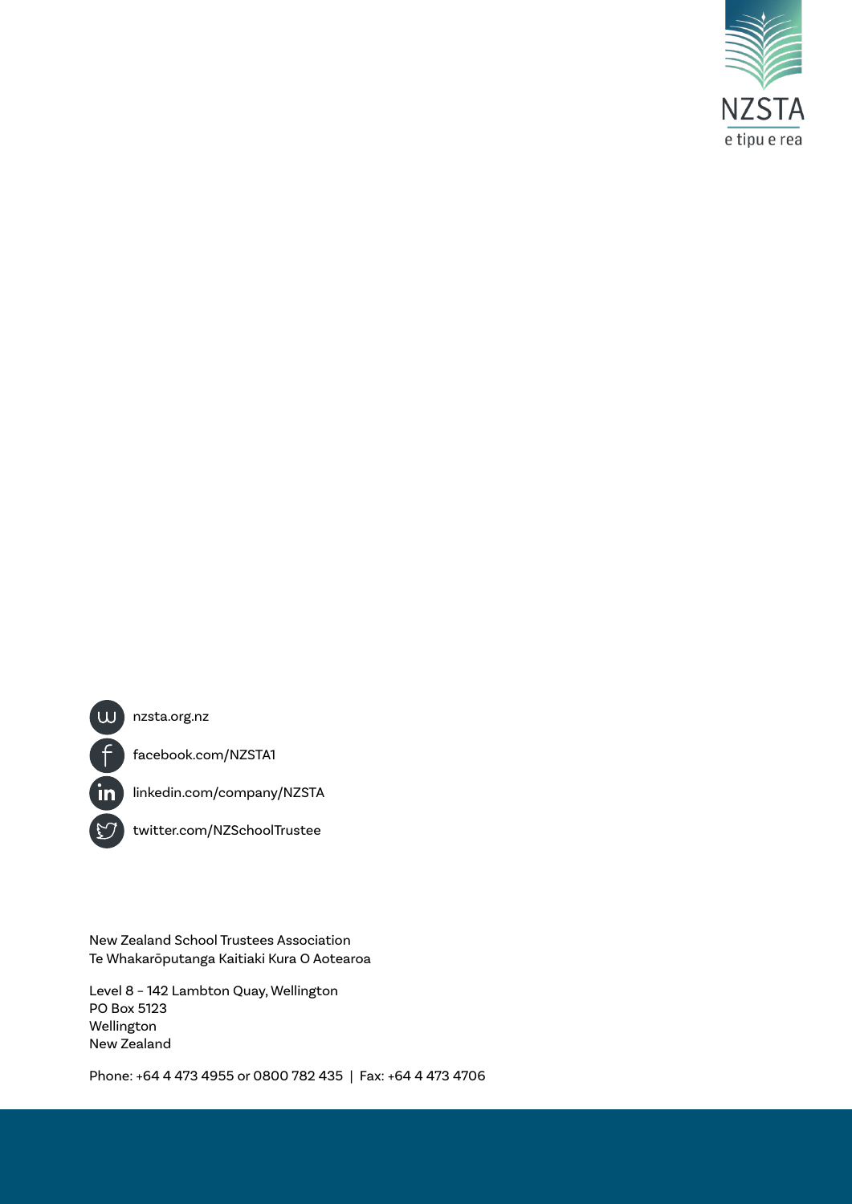NZSTA

e tipu e rea

nzsta.org.nz

facebook.com/NZSTA1

linkedin.com/company/NZSTA

twitter.com/NZSchoolTrustee

New Zealand School Trustees Association
Te Whakarōputanga Kaitiaki Kura O Aotearoa

Level 8 – 142 Lambton Quay, Wellington
PO Box 5123
Wellington
New Zealand

Phone: +64 4 473 4955 or 0800 782 435 | Fax: +64 4 473 4706